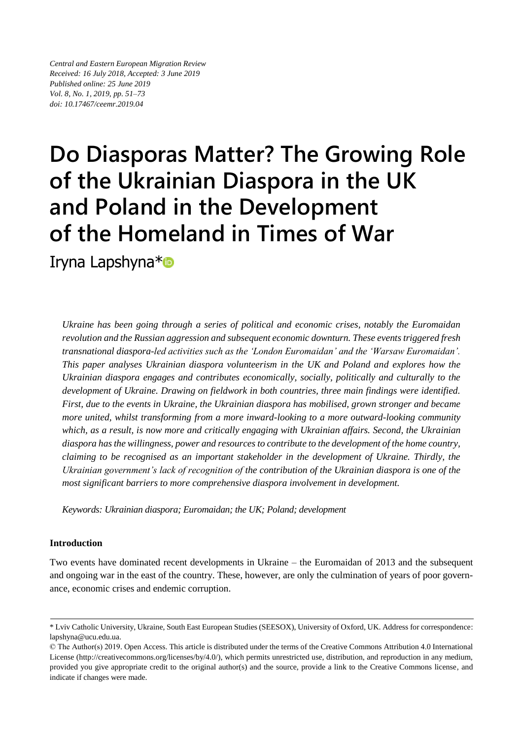Central and Eastern European Migration Review
Received: 16 July 2018, Accepted: 3 June 2019
Published online: 25 June 2019
Vol. 8, No. 1, 2019, pp. 51–73
doi: 10.17467/ceemr.2019.04

# Do Diasporas Matter? The Growing Role of the Ukrainian Diaspora in the UK and Poland in the Development of the Homeland in Times of War

Iryna Lapshyna*

*Ukraine has been going through a series of political and economic crises, notably the Euromaidan revolution and the Russian aggression and subsequent economic downturn. These events triggered fresh transnational diaspora-led activities such as the 'London Euromaidan' and the 'Warsaw Euromaidan'. This paper analyses Ukrainian diaspora volunteerism in the UK and Poland and explores how the Ukrainian diaspora engages and contributes economically, socially, politically and culturally to the development of Ukraine. Drawing on fieldwork in both countries, three main findings were identified. First, due to the events in Ukraine, the Ukrainian diaspora has mobilised, grown stronger and became more united, whilst transforming from a more inward-looking to a more outward-looking community which, as a result, is now more and critically engaging with Ukrainian affairs. Second, the Ukrainian diaspora has the willingness, power and resources to contribute to the development of the home country, claiming to be recognised as an important stakeholder in the development of Ukraine. Thirdly, the Ukrainian government's lack of recognition of the contribution of the Ukrainian diaspora is one of the most significant barriers to more comprehensive diaspora involvement in development.*

*Keywords: Ukrainian diaspora; Euromaidan; the UK; Poland; development*

## Introduction

Two events have dominated recent developments in Ukraine – the Euromaidan of 2013 and the subsequent and ongoing war in the east of the country. These, however, are only the culmination of years of poor governance, economic crises and endemic corruption.

---

\* Lviv Catholic University, Ukraine, South East European Studies (SEESOX), University of Oxford, UK. Address for correspondence: lapshyna@ucu.edu.ua.

© The Author(s) 2019. Open Access. This article is distributed under the terms of the Creative Commons Attribution 4.0 International License (http://creativecommons.org/licenses/by/4.0/), which permits unrestricted use, distribution, and reproduction in any medium, provided you give appropriate credit to the original author(s) and the source, provide a link to the Creative Commons license, and indicate if changes were made.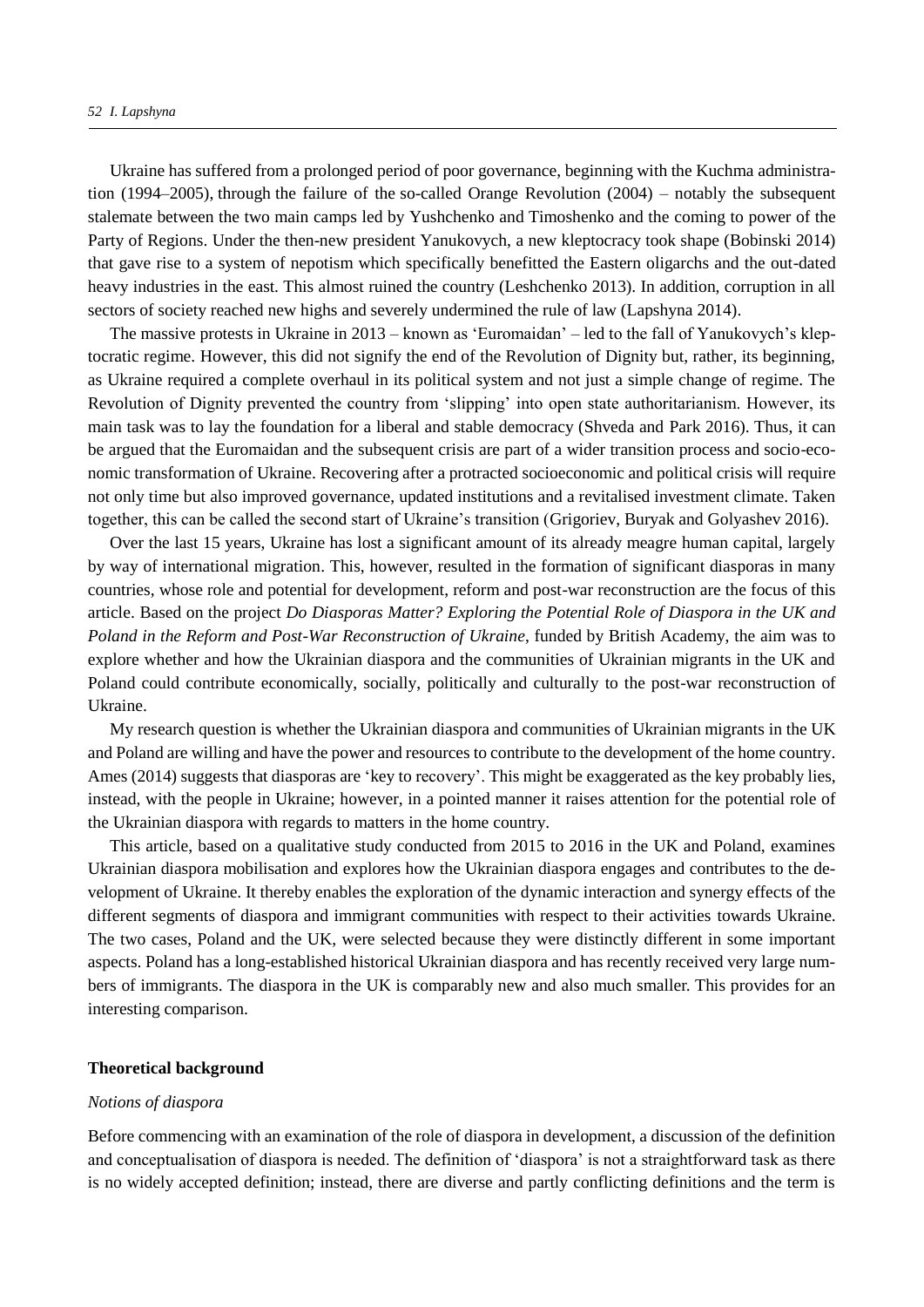Ukraine has suffered from a prolonged period of poor governance, beginning with the Kuchma administration (1994–2005), through the failure of the so-called Orange Revolution (2004) – notably the subsequent stalemate between the two main camps led by Yushchenko and Timoshenko and the coming to power of the Party of Regions. Under the then-new president Yanukovych, a new kleptocracy took shape (Bobinski 2014) that gave rise to a system of nepotism which specifically benefitted the Eastern oligarchs and the out-dated heavy industries in the east. This almost ruined the country (Leshchenko 2013). In addition, corruption in all sectors of society reached new highs and severely undermined the rule of law (Lapshyna 2014).

The massive protests in Ukraine in 2013 – known as 'Euromaidan' – led to the fall of Yanukovych's kleptocratic regime. However, this did not signify the end of the Revolution of Dignity but, rather, its beginning, as Ukraine required a complete overhaul in its political system and not just a simple change of regime. The Revolution of Dignity prevented the country from 'slipping' into open state authoritarianism. However, its main task was to lay the foundation for a liberal and stable democracy (Shveda and Park 2016). Thus, it can be argued that the Euromaidan and the subsequent crisis are part of a wider transition process and socio-economic transformation of Ukraine. Recovering after a protracted socioeconomic and political crisis will require not only time but also improved governance, updated institutions and a revitalised investment climate. Taken together, this can be called the second start of Ukraine's transition (Grigoriev, Buryak and Golyashev 2016).

Over the last 15 years, Ukraine has lost a significant amount of its already meagre human capital, largely by way of international migration. This, however, resulted in the formation of significant diasporas in many countries, whose role and potential for development, reform and post-war reconstruction are the focus of this article. Based on the project *Do Diasporas Matter? Exploring the Potential Role of Diaspora in the UK and Poland in the Reform and Post-War Reconstruction of Ukraine*, funded by British Academy, the aim was to explore whether and how the Ukrainian diaspora and the communities of Ukrainian migrants in the UK and Poland could contribute economically, socially, politically and culturally to the post-war reconstruction of Ukraine.

My research question is whether the Ukrainian diaspora and communities of Ukrainian migrants in the UK and Poland are willing and have the power and resources to contribute to the development of the home country. Ames (2014) suggests that diasporas are 'key to recovery'. This might be exaggerated as the key probably lies, instead, with the people in Ukraine; however, in a pointed manner it raises attention for the potential role of the Ukrainian diaspora with regards to matters in the home country.

This article, based on a qualitative study conducted from 2015 to 2016 in the UK and Poland, examines Ukrainian diaspora mobilisation and explores how the Ukrainian diaspora engages and contributes to the development of Ukraine. It thereby enables the exploration of the dynamic interaction and synergy effects of the different segments of diaspora and immigrant communities with respect to their activities towards Ukraine. The two cases, Poland and the UK, were selected because they were distinctly different in some important aspects. Poland has a long-established historical Ukrainian diaspora and has recently received very large numbers of immigrants. The diaspora in the UK is comparably new and also much smaller. This provides for an interesting comparison.

## Theoretical background

### *Notions of diaspora*

Before commencing with an examination of the role of diaspora in development, a discussion of the definition and conceptualisation of diaspora is needed. The definition of 'diaspora' is not a straightforward task as there is no widely accepted definition; instead, there are diverse and partly conflicting definitions and the term is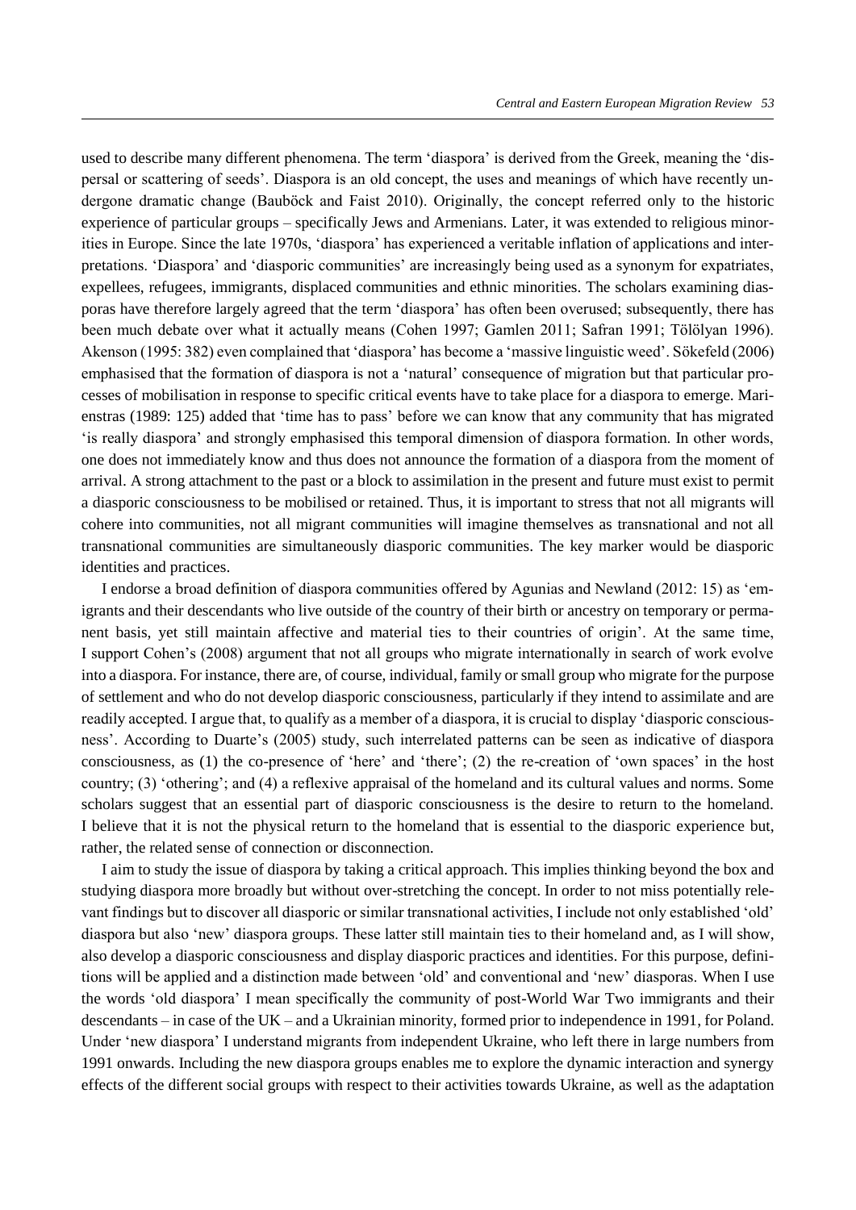used to describe many different phenomena. The term 'diaspora' is derived from the Greek, meaning the 'dispersal or scattering of seeds'. Diaspora is an old concept, the uses and meanings of which have recently undergone dramatic change (Bauböck and Faist 2010). Originally, the concept referred only to the historic experience of particular groups – specifically Jews and Armenians. Later, it was extended to religious minorities in Europe. Since the late 1970s, 'diaspora' has experienced a veritable inflation of applications and interpretations. 'Diaspora' and 'diasporic communities' are increasingly being used as a synonym for expatriates, expellees, refugees, immigrants, displaced communities and ethnic minorities. The scholars examining diasporas have therefore largely agreed that the term 'diaspora' has often been overused; subsequently, there has been much debate over what it actually means (Cohen 1997; Gamlen 2011; Safran 1991; Tölölyan 1996). Akenson (1995: 382) even complained that 'diaspora' has become a 'massive linguistic weed'. Sökefeld (2006) emphasised that the formation of diaspora is not a 'natural' consequence of migration but that particular processes of mobilisation in response to specific critical events have to take place for a diaspora to emerge. Marienstras (1989: 125) added that 'time has to pass' before we can know that any community that has migrated 'is really diaspora' and strongly emphasised this temporal dimension of diaspora formation. In other words, one does not immediately know and thus does not announce the formation of a diaspora from the moment of arrival. A strong attachment to the past or a block to assimilation in the present and future must exist to permit a diasporic consciousness to be mobilised or retained. Thus, it is important to stress that not all migrants will cohere into communities, not all migrant communities will imagine themselves as transnational and not all transnational communities are simultaneously diasporic communities. The key marker would be diasporic identities and practices.

I endorse a broad definition of diaspora communities offered by Agunias and Newland (2012: 15) as 'emigrants and their descendants who live outside of the country of their birth or ancestry on temporary or permanent basis, yet still maintain affective and material ties to their countries of origin'. At the same time, I support Cohen's (2008) argument that not all groups who migrate internationally in search of work evolve into a diaspora. For instance, there are, of course, individual, family or small group who migrate for the purpose of settlement and who do not develop diasporic consciousness, particularly if they intend to assimilate and are readily accepted. I argue that, to qualify as a member of a diaspora, it is crucial to display 'diasporic consciousness'. According to Duarte's (2005) study, such interrelated patterns can be seen as indicative of diaspora consciousness, as (1) the co-presence of 'here' and 'there'; (2) the re-creation of 'own spaces' in the host country; (3) 'othering'; and (4) a reflexive appraisal of the homeland and its cultural values and norms. Some scholars suggest that an essential part of diasporic consciousness is the desire to return to the homeland. I believe that it is not the physical return to the homeland that is essential to the diasporic experience but, rather, the related sense of connection or disconnection.

I aim to study the issue of diaspora by taking a critical approach. This implies thinking beyond the box and studying diaspora more broadly but without over-stretching the concept. In order to not miss potentially relevant findings but to discover all diasporic or similar transnational activities, I include not only established 'old' diaspora but also 'new' diaspora groups. These latter still maintain ties to their homeland and, as I will show, also develop a diasporic consciousness and display diasporic practices and identities. For this purpose, definitions will be applied and a distinction made between 'old' and conventional and 'new' diasporas. When I use the words 'old diaspora' I mean specifically the community of post-World War Two immigrants and their descendants – in case of the UK – and a Ukrainian minority, formed prior to independence in 1991, for Poland. Under 'new diaspora' I understand migrants from independent Ukraine, who left there in large numbers from 1991 onwards. Including the new diaspora groups enables me to explore the dynamic interaction and synergy effects of the different social groups with respect to their activities towards Ukraine, as well as the adaptation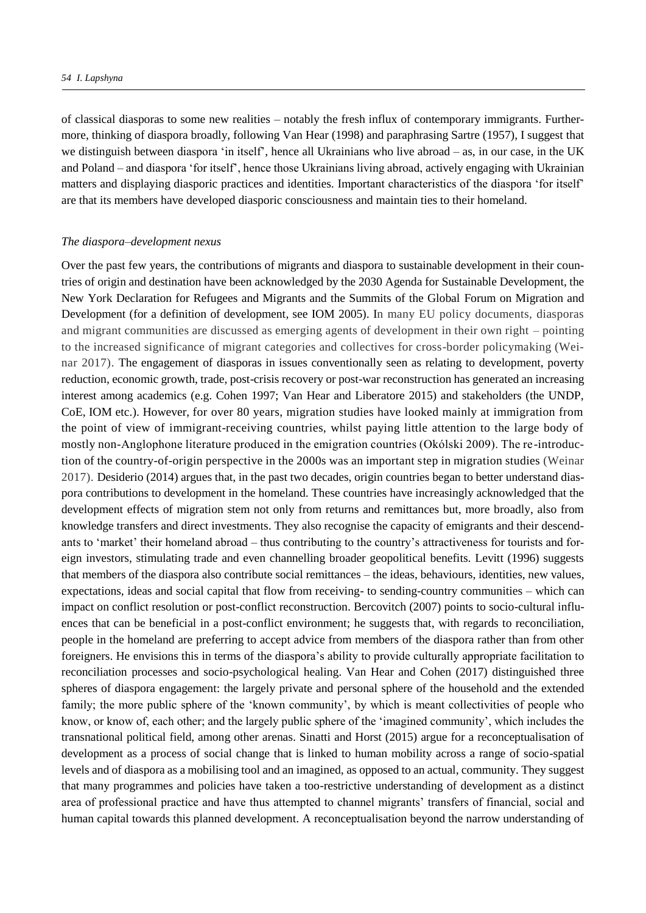of classical diasporas to some new realities – notably the fresh influx of contemporary immigrants. Furthermore, thinking of diaspora broadly, following Van Hear (1998) and paraphrasing Sartre (1957), I suggest that we distinguish between diaspora 'in itself', hence all Ukrainians who live abroad – as, in our case, in the UK and Poland – and diaspora 'for itself', hence those Ukrainians living abroad, actively engaging with Ukrainian matters and displaying diasporic practices and identities. Important characteristics of the diaspora 'for itself' are that its members have developed diasporic consciousness and maintain ties to their homeland.

### *The diaspora–development nexus*

Over the past few years, the contributions of migrants and diaspora to sustainable development in their countries of origin and destination have been acknowledged by the 2030 Agenda for Sustainable Development, the New York Declaration for Refugees and Migrants and the Summits of the Global Forum on Migration and Development (for a definition of development, see IOM 2005). In many EU policy documents, diasporas and migrant communities are discussed as emerging agents of development in their own right – pointing to the increased significance of migrant categories and collectives for cross-border policymaking (Weinar 2017). The engagement of diasporas in issues conventionally seen as relating to development, poverty reduction, economic growth, trade, post-crisis recovery or post-war reconstruction has generated an increasing interest among academics (e.g. Cohen 1997; Van Hear and Liberatore 2015) and stakeholders (the UNDP, CoE, IOM etc.). However, for over 80 years, migration studies have looked mainly at immigration from the point of view of immigrant-receiving countries, whilst paying little attention to the large body of mostly non-Anglophone literature produced in the emigration countries (Okólski 2009). The re-introduction of the country-of-origin perspective in the 2000s was an important step in migration studies (Weinar 2017). Desiderio (2014) argues that, in the past two decades, origin countries began to better understand diaspora contributions to development in the homeland. These countries have increasingly acknowledged that the development effects of migration stem not only from returns and remittances but, more broadly, also from knowledge transfers and direct investments. They also recognise the capacity of emigrants and their descendants to 'market' their homeland abroad – thus contributing to the country's attractiveness for tourists and foreign investors, stimulating trade and even channelling broader geopolitical benefits. Levitt (1996) suggests that members of the diaspora also contribute social remittances – the ideas, behaviours, identities, new values, expectations, ideas and social capital that flow from receiving- to sending-country communities – which can impact on conflict resolution or post-conflict reconstruction. Bercovitch (2007) points to socio-cultural influences that can be beneficial in a post-conflict environment; he suggests that, with regards to reconciliation, people in the homeland are preferring to accept advice from members of the diaspora rather than from other foreigners. He envisions this in terms of the diaspora's ability to provide culturally appropriate facilitation to reconciliation processes and socio-psychological healing. Van Hear and Cohen (2017) distinguished three spheres of diaspora engagement: the largely private and personal sphere of the household and the extended family; the more public sphere of the 'known community', by which is meant collectivities of people who know, or know of, each other; and the largely public sphere of the 'imagined community', which includes the transnational political field, among other arenas. Sinatti and Horst (2015) argue for a reconceptualisation of development as a process of social change that is linked to human mobility across a range of socio-spatial levels and of diaspora as a mobilising tool and an imagined, as opposed to an actual, community. They suggest that many programmes and policies have taken a too-restrictive understanding of development as a distinct area of professional practice and have thus attempted to channel migrants' transfers of financial, social and human capital towards this planned development. A reconceptualisation beyond the narrow understanding of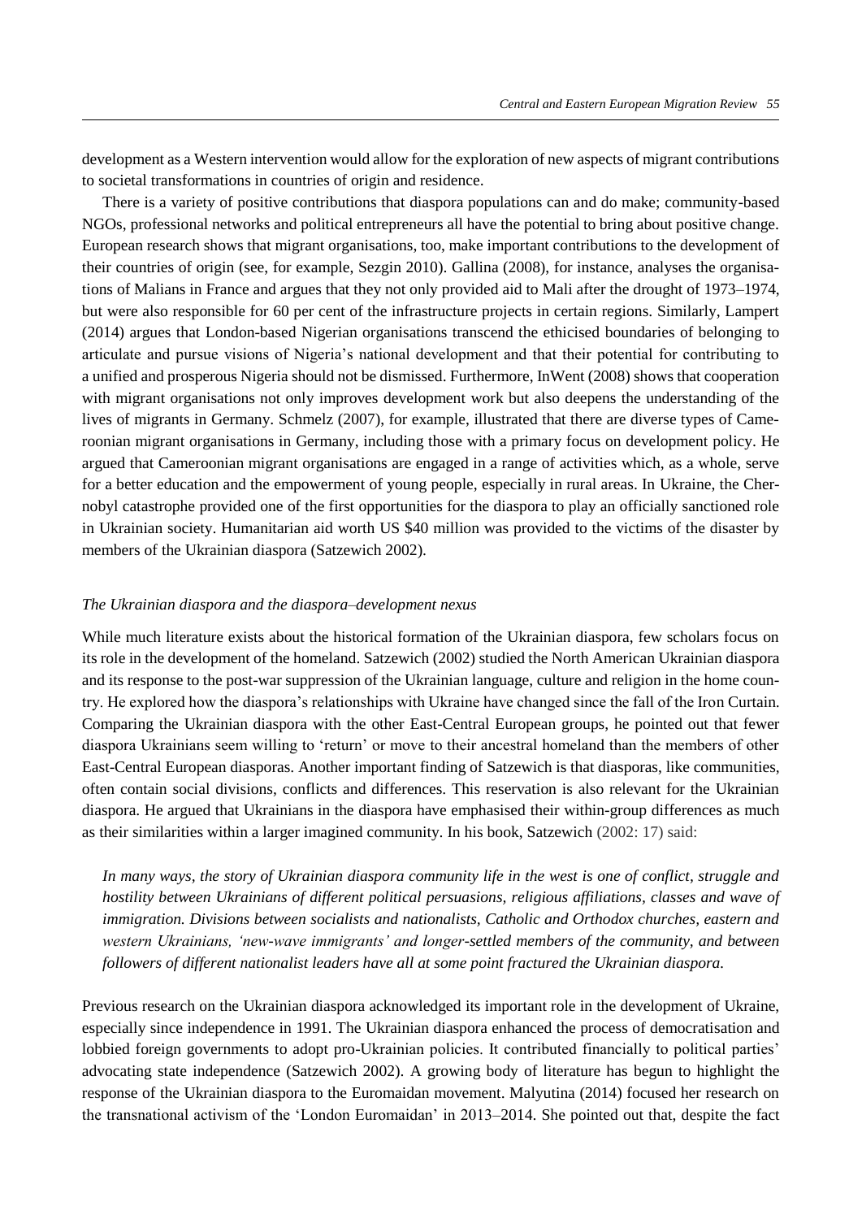development as a Western intervention would allow for the exploration of new aspects of migrant contributions to societal transformations in countries of origin and residence.

There is a variety of positive contributions that diaspora populations can and do make; community-based NGOs, professional networks and political entrepreneurs all have the potential to bring about positive change. European research shows that migrant organisations, too, make important contributions to the development of their countries of origin (see, for example, Sezgin 2010). Gallina (2008), for instance, analyses the organisations of Malians in France and argues that they not only provided aid to Mali after the drought of 1973–1974, but were also responsible for 60 per cent of the infrastructure projects in certain regions. Similarly, Lampert (2014) argues that London-based Nigerian organisations transcend the ethicised boundaries of belonging to articulate and pursue visions of Nigeria's national development and that their potential for contributing to a unified and prosperous Nigeria should not be dismissed. Furthermore, InWent (2008) shows that cooperation with migrant organisations not only improves development work but also deepens the understanding of the lives of migrants in Germany. Schmelz (2007), for example, illustrated that there are diverse types of Cameroonian migrant organisations in Germany, including those with a primary focus on development policy. He argued that Cameroonian migrant organisations are engaged in a range of activities which, as a whole, serve for a better education and the empowerment of young people, especially in rural areas. In Ukraine, the Chernobyl catastrophe provided one of the first opportunities for the diaspora to play an officially sanctioned role in Ukrainian society. Humanitarian aid worth US $40 million was provided to the victims of the disaster by members of the Ukrainian diaspora (Satzewich 2002).

### *The Ukrainian diaspora and the diaspora–development nexus*

While much literature exists about the historical formation of the Ukrainian diaspora, few scholars focus on its role in the development of the homeland. Satzewich (2002) studied the North American Ukrainian diaspora and its response to the post-war suppression of the Ukrainian language, culture and religion in the home country. He explored how the diaspora's relationships with Ukraine have changed since the fall of the Iron Curtain. Comparing the Ukrainian diaspora with the other East-Central European groups, he pointed out that fewer diaspora Ukrainians seem willing to 'return' or move to their ancestral homeland than the members of other East-Central European diasporas. Another important finding of Satzewich is that diasporas, like communities, often contain social divisions, conflicts and differences. This reservation is also relevant for the Ukrainian diaspora. He argued that Ukrainians in the diaspora have emphasised their within-group differences as much as their similarities within a larger imagined community. In his book, Satzewich (2002: 17) said:

> *In many ways, the story of Ukrainian diaspora community life in the west is one of conflict, struggle and hostility between Ukrainians of different political persuasions, religious affiliations, classes and wave of immigration. Divisions between socialists and nationalists, Catholic and Orthodox churches, eastern and western Ukrainians, 'new-wave immigrants' and longer-settled members of the community, and between followers of different nationalist leaders have all at some point fractured the Ukrainian diaspora.*

Previous research on the Ukrainian diaspora acknowledged its important role in the development of Ukraine, especially since independence in 1991. The Ukrainian diaspora enhanced the process of democratisation and lobbied foreign governments to adopt pro-Ukrainian policies. It contributed financially to political parties' advocating state independence (Satzewich 2002). A growing body of literature has begun to highlight the response of the Ukrainian diaspora to the Euromaidan movement. Malyutina (2014) focused her research on the transnational activism of the 'London Euromaidan' in 2013–2014. She pointed out that, despite the fact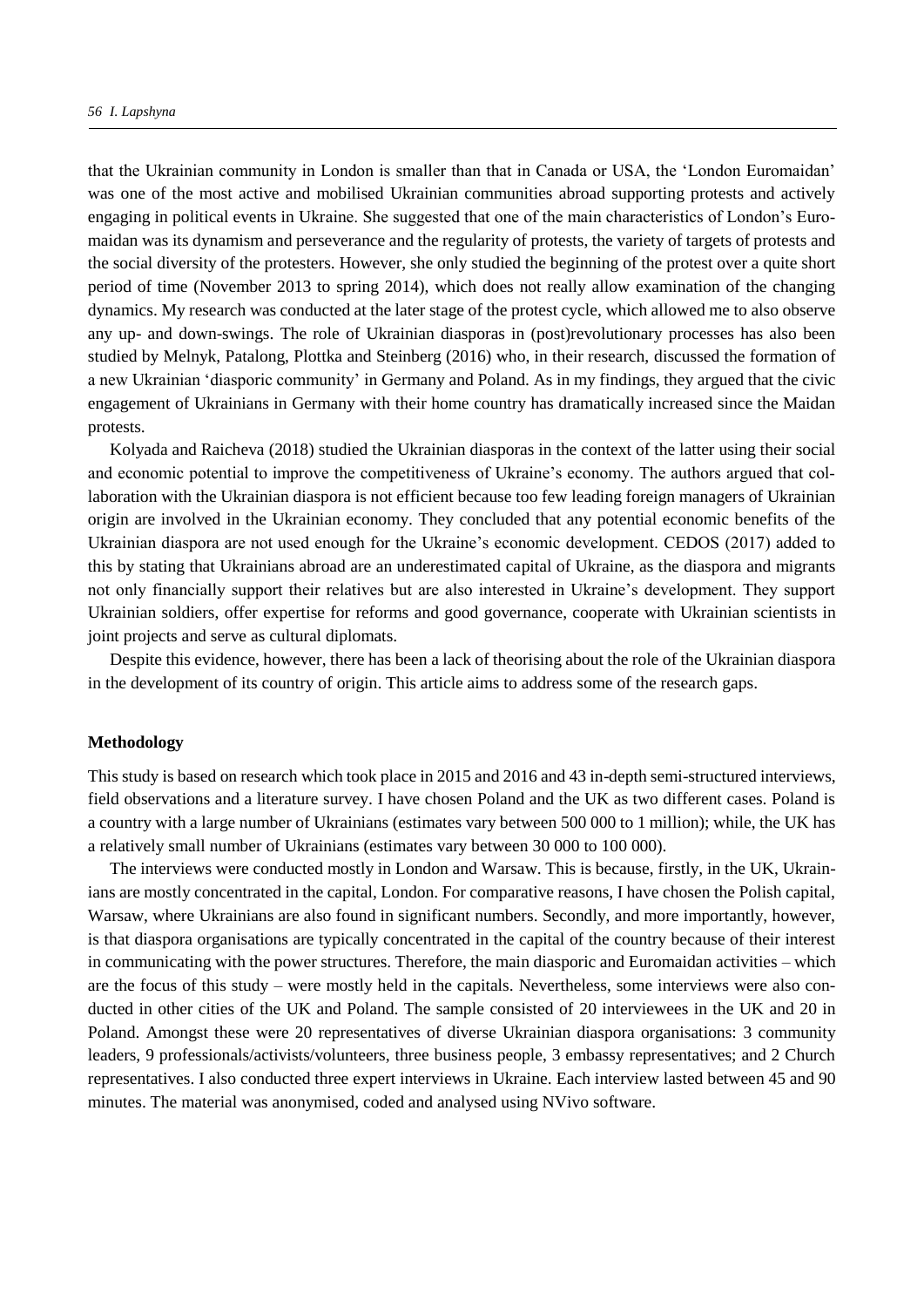that the Ukrainian community in London is smaller than that in Canada or USA, the 'London Euromaidan' was one of the most active and mobilised Ukrainian communities abroad supporting protests and actively engaging in political events in Ukraine. She suggested that one of the main characteristics of London's Euromaidan was its dynamism and perseverance and the regularity of protests, the variety of targets of protests and the social diversity of the protesters. However, she only studied the beginning of the protest over a quite short period of time (November 2013 to spring 2014), which does not really allow examination of the changing dynamics. My research was conducted at the later stage of the protest cycle, which allowed me to also observe any up- and down-swings. The role of Ukrainian diasporas in (post)revolutionary processes has also been studied by Melnyk, Patalong, Plottka and Steinberg (2016) who, in their research, discussed the formation of a new Ukrainian 'diasporic community' in Germany and Poland. As in my findings, they argued that the civic engagement of Ukrainians in Germany with their home country has dramatically increased since the Maidan protests.

Kolyada and Raicheva (2018) studied the Ukrainian diasporas in the context of the latter using their social and economic potential to improve the competitiveness of Ukraine's economy. The authors argued that collaboration with the Ukrainian diaspora is not efficient because too few leading foreign managers of Ukrainian origin are involved in the Ukrainian economy. They concluded that any potential economic benefits of the Ukrainian diaspora are not used enough for the Ukraine's economic development. CEDOS (2017) added to this by stating that Ukrainians abroad are an underestimated capital of Ukraine, as the diaspora and migrants not only financially support their relatives but are also interested in Ukraine's development. They support Ukrainian soldiers, offer expertise for reforms and good governance, cooperate with Ukrainian scientists in joint projects and serve as cultural diplomats.

Despite this evidence, however, there has been a lack of theorising about the role of the Ukrainian diaspora in the development of its country of origin. This article aims to address some of the research gaps.

## Methodology

This study is based on research which took place in 2015 and 2016 and 43 in-depth semi-structured interviews, field observations and a literature survey. I have chosen Poland and the UK as two different cases. Poland is a country with a large number of Ukrainians (estimates vary between 500 000 to 1 million); while, the UK has a relatively small number of Ukrainians (estimates vary between 30 000 to 100 000).

The interviews were conducted mostly in London and Warsaw. This is because, firstly, in the UK, Ukrainians are mostly concentrated in the capital, London. For comparative reasons, I have chosen the Polish capital, Warsaw, where Ukrainians are also found in significant numbers. Secondly, and more importantly, however, is that diaspora organisations are typically concentrated in the capital of the country because of their interest in communicating with the power structures. Therefore, the main diasporic and Euromaidan activities – which are the focus of this study – were mostly held in the capitals. Nevertheless, some interviews were also conducted in other cities of the UK and Poland. The sample consisted of 20 interviewees in the UK and 20 in Poland. Amongst these were 20 representatives of diverse Ukrainian diaspora organisations: 3 community leaders, 9 professionals/activists/volunteers, three business people, 3 embassy representatives; and 2 Church representatives. I also conducted three expert interviews in Ukraine. Each interview lasted between 45 and 90 minutes. The material was anonymised, coded and analysed using NVivo software.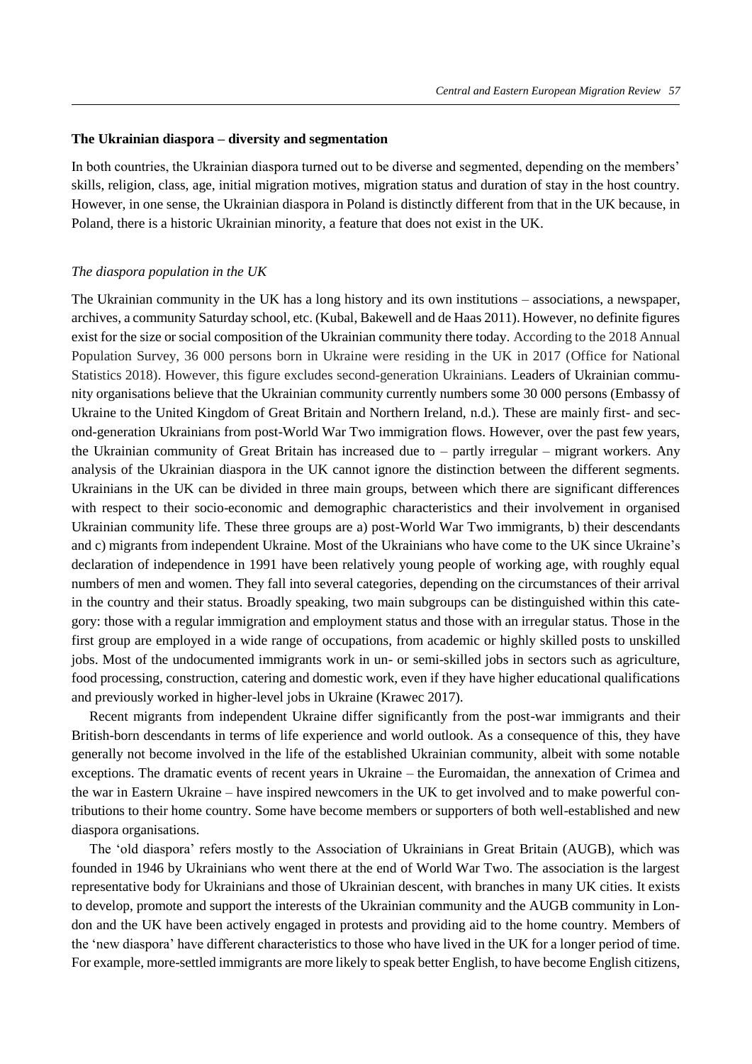**The Ukrainian diaspora – diversity and segmentation**

In both countries, the Ukrainian diaspora turned out to be diverse and segmented, depending on the members' skills, religion, class, age, initial migration motives, migration status and duration of stay in the host country. However, in one sense, the Ukrainian diaspora in Poland is distinctly different from that in the UK because, in Poland, there is a historic Ukrainian minority, a feature that does not exist in the UK.

*The diaspora population in the UK*

The Ukrainian community in the UK has a long history and its own institutions – associations, a newspaper, archives, a community Saturday school, etc. (Kubal, Bakewell and de Haas 2011). However, no definite figures exist for the size or social composition of the Ukrainian community there today. According to the 2018 Annual Population Survey, 36 000 persons born in Ukraine were residing in the UK in 2017 (Office for National Statistics 2018). However, this figure excludes second-generation Ukrainians. Leaders of Ukrainian community organisations believe that the Ukrainian community currently numbers some 30 000 persons (Embassy of Ukraine to the United Kingdom of Great Britain and Northern Ireland, n.d.). These are mainly first- and second-generation Ukrainians from post-World War Two immigration flows. However, over the past few years, the Ukrainian community of Great Britain has increased due to – partly irregular – migrant workers. Any analysis of the Ukrainian diaspora in the UK cannot ignore the distinction between the different segments. Ukrainians in the UK can be divided in three main groups, between which there are significant differences with respect to their socio-economic and demographic characteristics and their involvement in organised Ukrainian community life. These three groups are a) post-World War Two immigrants, b) their descendants and c) migrants from independent Ukraine. Most of the Ukrainians who have come to the UK since Ukraine's declaration of independence in 1991 have been relatively young people of working age, with roughly equal numbers of men and women. They fall into several categories, depending on the circumstances of their arrival in the country and their status. Broadly speaking, two main subgroups can be distinguished within this category: those with a regular immigration and employment status and those with an irregular status. Those in the first group are employed in a wide range of occupations, from academic or highly skilled posts to unskilled jobs. Most of the undocumented immigrants work in un- or semi-skilled jobs in sectors such as agriculture, food processing, construction, catering and domestic work, even if they have higher educational qualifications and previously worked in higher-level jobs in Ukraine (Krawec 2017).

Recent migrants from independent Ukraine differ significantly from the post-war immigrants and their British-born descendants in terms of life experience and world outlook. As a consequence of this, they have generally not become involved in the life of the established Ukrainian community, albeit with some notable exceptions. The dramatic events of recent years in Ukraine – the Euromaidan, the annexation of Crimea and the war in Eastern Ukraine – have inspired newcomers in the UK to get involved and to make powerful contributions to their home country. Some have become members or supporters of both well-established and new diaspora organisations.

The 'old diaspora' refers mostly to the Association of Ukrainians in Great Britain (AUGB), which was founded in 1946 by Ukrainians who went there at the end of World War Two. The association is the largest representative body for Ukrainians and those of Ukrainian descent, with branches in many UK cities. It exists to develop, promote and support the interests of the Ukrainian community and the AUGB community in London and the UK have been actively engaged in protests and providing aid to the home country. Members of the 'new diaspora' have different characteristics to those who have lived in the UK for a longer period of time. For example, more-settled immigrants are more likely to speak better English, to have become English citizens,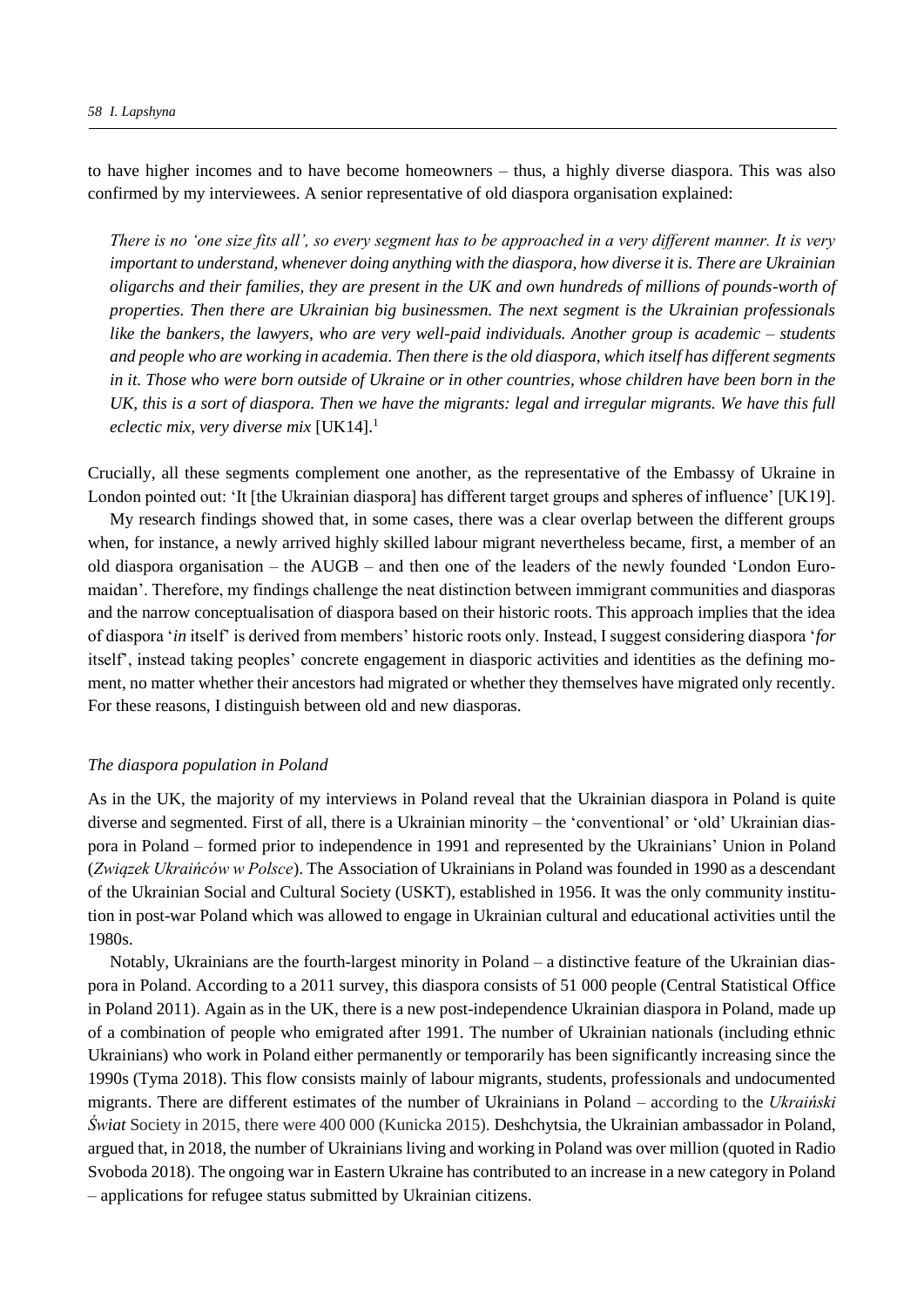to have higher incomes and to have become homeowners – thus, a highly diverse diaspora. This was also confirmed by my interviewees. A senior representative of old diaspora organisation explained:

> *There is no 'one size fits all', so every segment has to be approached in a very different manner. It is very important to understand, whenever doing anything with the diaspora, how diverse it is. There are Ukrainian oligarchs and their families, they are present in the UK and own hundreds of millions of pounds-worth of properties. Then there are Ukrainian big businessmen. The next segment is the Ukrainian professionals like the bankers, the lawyers, who are very well-paid individuals. Another group is academic – students and people who are working in academia. Then there is the old diaspora, which itself has different segments in it. Those who were born outside of Ukraine or in other countries, whose children have been born in the UK, this is a sort of diaspora. Then we have the migrants: legal and irregular migrants. We have this full eclectic mix, very diverse mix* [UK14].[1]

Crucially, all these segments complement one another, as the representative of the Embassy of Ukraine in London pointed out: 'It [the Ukrainian diaspora] has different target groups and spheres of influence' [UK19].

My research findings showed that, in some cases, there was a clear overlap between the different groups when, for instance, a newly arrived highly skilled labour migrant nevertheless became, first, a member of an old diaspora organisation – the AUGB – and then one of the leaders of the newly founded 'London Euromaidan'. Therefore, my findings challenge the neat distinction between immigrant communities and diasporas and the narrow conceptualisation of diaspora based on their historic roots. This approach implies that the idea of diaspora '*in* itself' is derived from members' historic roots only. Instead, I suggest considering diaspora '*for* itself', instead taking peoples' concrete engagement in diasporic activities and identities as the defining moment, no matter whether their ancestors had migrated or whether they themselves have migrated only recently. For these reasons, I distinguish between old and new diasporas.

### *The diaspora population in Poland*

As in the UK, the majority of my interviews in Poland reveal that the Ukrainian diaspora in Poland is quite diverse and segmented. First of all, there is a Ukrainian minority – the 'conventional' or 'old' Ukrainian diaspora in Poland – formed prior to independence in 1991 and represented by the Ukrainians' Union in Poland (*Związek Ukraińców w Polsce*). The Association of Ukrainians in Poland was founded in 1990 as a descendant of the Ukrainian Social and Cultural Society (USKT), established in 1956. It was the only community institution in post-war Poland which was allowed to engage in Ukrainian cultural and educational activities until the 1980s.

Notably, Ukrainians are the fourth-largest minority in Poland – a distinctive feature of the Ukrainian diaspora in Poland. According to a 2011 survey, this diaspora consists of 51 000 people (Central Statistical Office in Poland 2011). Again as in the UK, there is a new post-independence Ukrainian diaspora in Poland, made up of a combination of people who emigrated after 1991. The number of Ukrainian nationals (including ethnic Ukrainians) who work in Poland either permanently or temporarily has been significantly increasing since the 1990s (Tyma 2018). This flow consists mainly of labour migrants, students, professionals and undocumented migrants. There are different estimates of the number of Ukrainians in Poland – according to the *Ukraiński Świat* Society in 2015, there were 400 000 (Kunicka 2015). Deshchytsia, the Ukrainian ambassador in Poland, argued that, in 2018, the number of Ukrainians living and working in Poland was over million (quoted in Radio Svoboda 2018). The ongoing war in Eastern Ukraine has contributed to an increase in a new category in Poland – applications for refugee status submitted by Ukrainian citizens.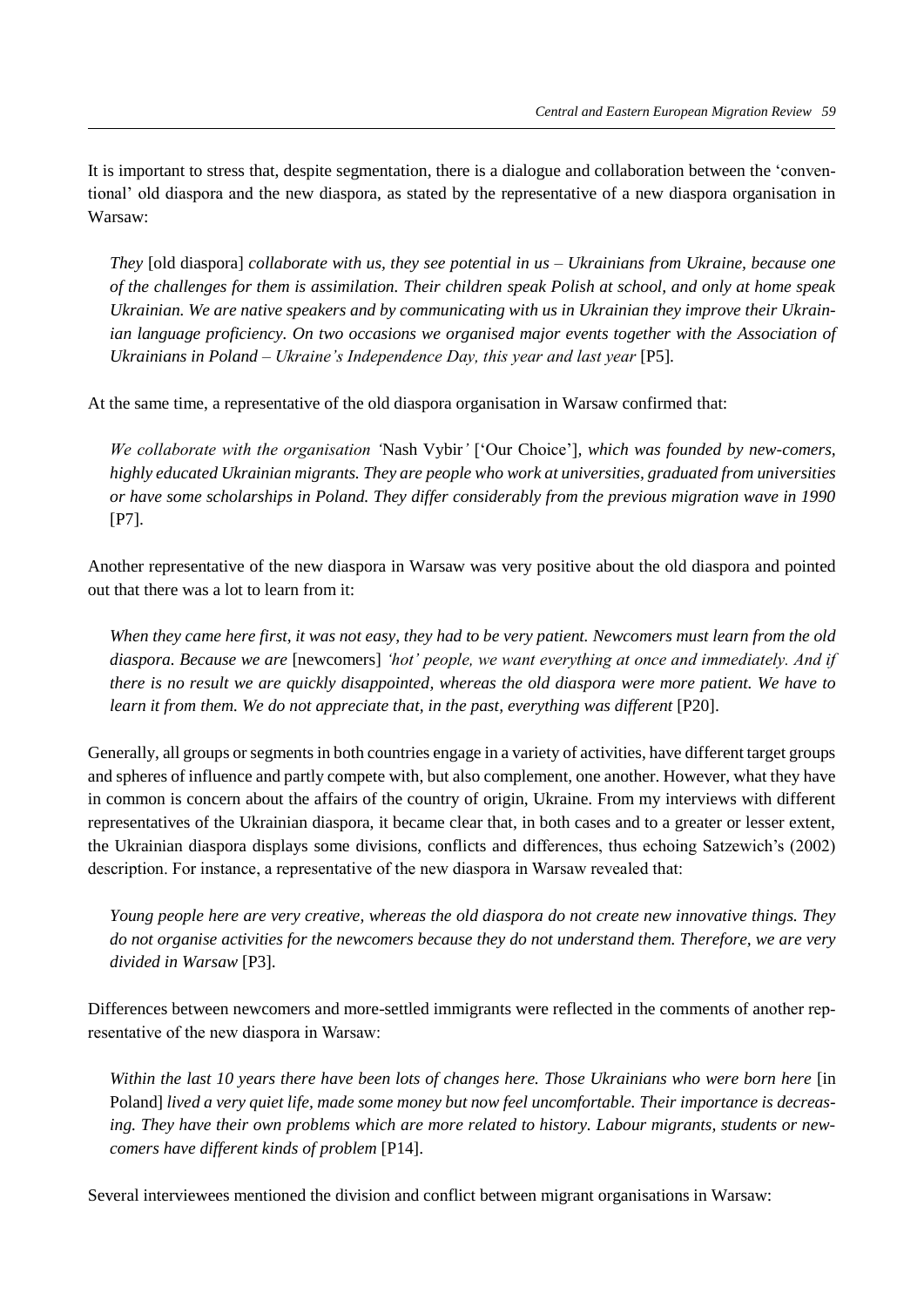It is important to stress that, despite segmentation, there is a dialogue and collaboration between the 'conventional' old diaspora and the new diaspora, as stated by the representative of a new diaspora organisation in Warsaw:

> *They* [old diaspora] *collaborate with us, they see potential in us – Ukrainians from Ukraine, because one of the challenges for them is assimilation. Their children speak Polish at school, and only at home speak Ukrainian. We are native speakers and by communicating with us in Ukrainian they improve their Ukrainian language proficiency. On two occasions we organised major events together with the Association of Ukrainians in Poland – Ukraine's Independence Day, this year and last year* [P5].

At the same time, a representative of the old diaspora organisation in Warsaw confirmed that:

> *We collaborate with the organisation '*Nash Vybir*'* ['Our Choice']*, which was founded by new-comers, highly educated Ukrainian migrants. They are people who work at universities, graduated from universities or have some scholarships in Poland. They differ considerably from the previous migration wave in 1990* [P7].

Another representative of the new diaspora in Warsaw was very positive about the old diaspora and pointed out that there was a lot to learn from it:

> *When they came here first, it was not easy, they had to be very patient. Newcomers must learn from the old diaspora. Because we are* [newcomers] *'hot' people, we want everything at once and immediately. And if there is no result we are quickly disappointed, whereas the old diaspora were more patient. We have to learn it from them. We do not appreciate that, in the past, everything was different* [P20].

Generally, all groups or segments in both countries engage in a variety of activities, have different target groups and spheres of influence and partly compete with, but also complement, one another. However, what they have in common is concern about the affairs of the country of origin, Ukraine. From my interviews with different representatives of the Ukrainian diaspora, it became clear that, in both cases and to a greater or lesser extent, the Ukrainian diaspora displays some divisions, conflicts and differences, thus echoing Satzewich's (2002) description. For instance, a representative of the new diaspora in Warsaw revealed that:

> *Young people here are very creative, whereas the old diaspora do not create new innovative things. They do not organise activities for the newcomers because they do not understand them. Therefore, we are very divided in Warsaw* [P3].

Differences between newcomers and more-settled immigrants were reflected in the comments of another representative of the new diaspora in Warsaw:

> *Within the last 10 years there have been lots of changes here. Those Ukrainians who were born here* [in Poland] *lived a very quiet life, made some money but now feel uncomfortable. Their importance is decreasing. They have their own problems which are more related to history. Labour migrants, students or newcomers have different kinds of problem* [P14].

Several interviewees mentioned the division and conflict between migrant organisations in Warsaw: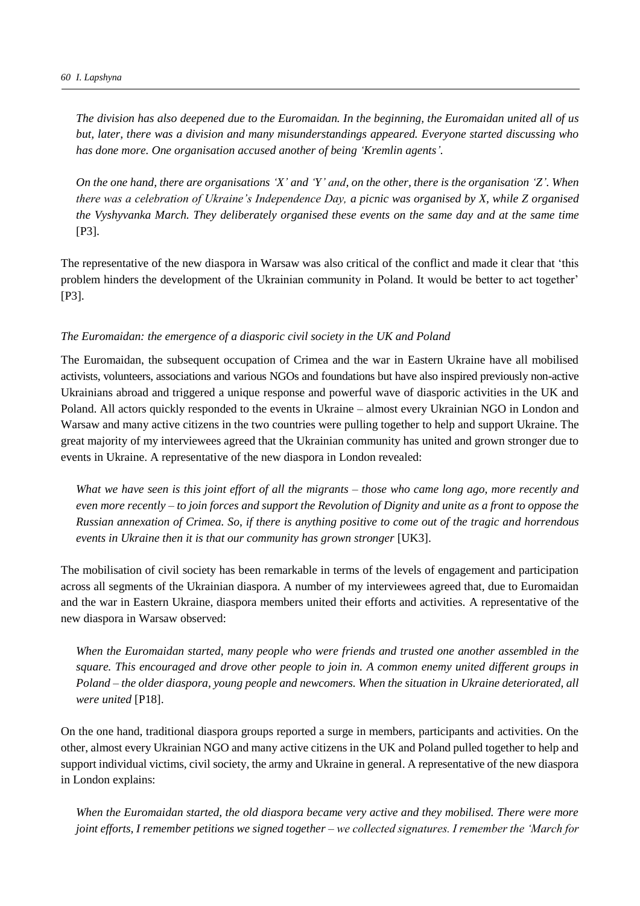*The division has also deepened due to the Euromaidan. In the beginning, the Euromaidan united all of us but, later, there was a division and many misunderstandings appeared. Everyone started discussing who has done more. One organisation accused another of being 'Kremlin agents'.*

*On the one hand, there are organisations 'X' and 'Y' and, on the other, there is the organisation 'Z'. When there was a celebration of Ukraine's Independence Day, a picnic was organised by X, while Z organised the Vyshyvanka March. They deliberately organised these events on the same day and at the same time* [P3].

The representative of the new diaspora in Warsaw was also critical of the conflict and made it clear that 'this problem hinders the development of the Ukrainian community in Poland. It would be better to act together' [P3].

*The Euromaidan: the emergence of a diasporic civil society in the UK and Poland*

The Euromaidan, the subsequent occupation of Crimea and the war in Eastern Ukraine have all mobilised activists, volunteers, associations and various NGOs and foundations but have also inspired previously non-active Ukrainians abroad and triggered a unique response and powerful wave of diasporic activities in the UK and Poland. All actors quickly responded to the events in Ukraine – almost every Ukrainian NGO in London and Warsaw and many active citizens in the two countries were pulling together to help and support Ukraine. The great majority of my interviewees agreed that the Ukrainian community has united and grown stronger due to events in Ukraine. A representative of the new diaspora in London revealed:

*What we have seen is this joint effort of all the migrants – those who came long ago, more recently and even more recently – to join forces and support the Revolution of Dignity and unite as a front to oppose the Russian annexation of Crimea. So, if there is anything positive to come out of the tragic and horrendous events in Ukraine then it is that our community has grown stronger* [UK3].

The mobilisation of civil society has been remarkable in terms of the levels of engagement and participation across all segments of the Ukrainian diaspora. A number of my interviewees agreed that, due to Euromaidan and the war in Eastern Ukraine, diaspora members united their efforts and activities. A representative of the new diaspora in Warsaw observed:

*When the Euromaidan started, many people who were friends and trusted one another assembled in the square. This encouraged and drove other people to join in. A common enemy united different groups in Poland – the older diaspora, young people and newcomers. When the situation in Ukraine deteriorated, all were united* [P18].

On the one hand, traditional diaspora groups reported a surge in members, participants and activities. On the other, almost every Ukrainian NGO and many active citizens in the UK and Poland pulled together to help and support individual victims, civil society, the army and Ukraine in general. A representative of the new diaspora in London explains:

*When the Euromaidan started, the old diaspora became very active and they mobilised. There were more joint efforts, I remember petitions we signed together – we collected signatures. I remember the 'March for*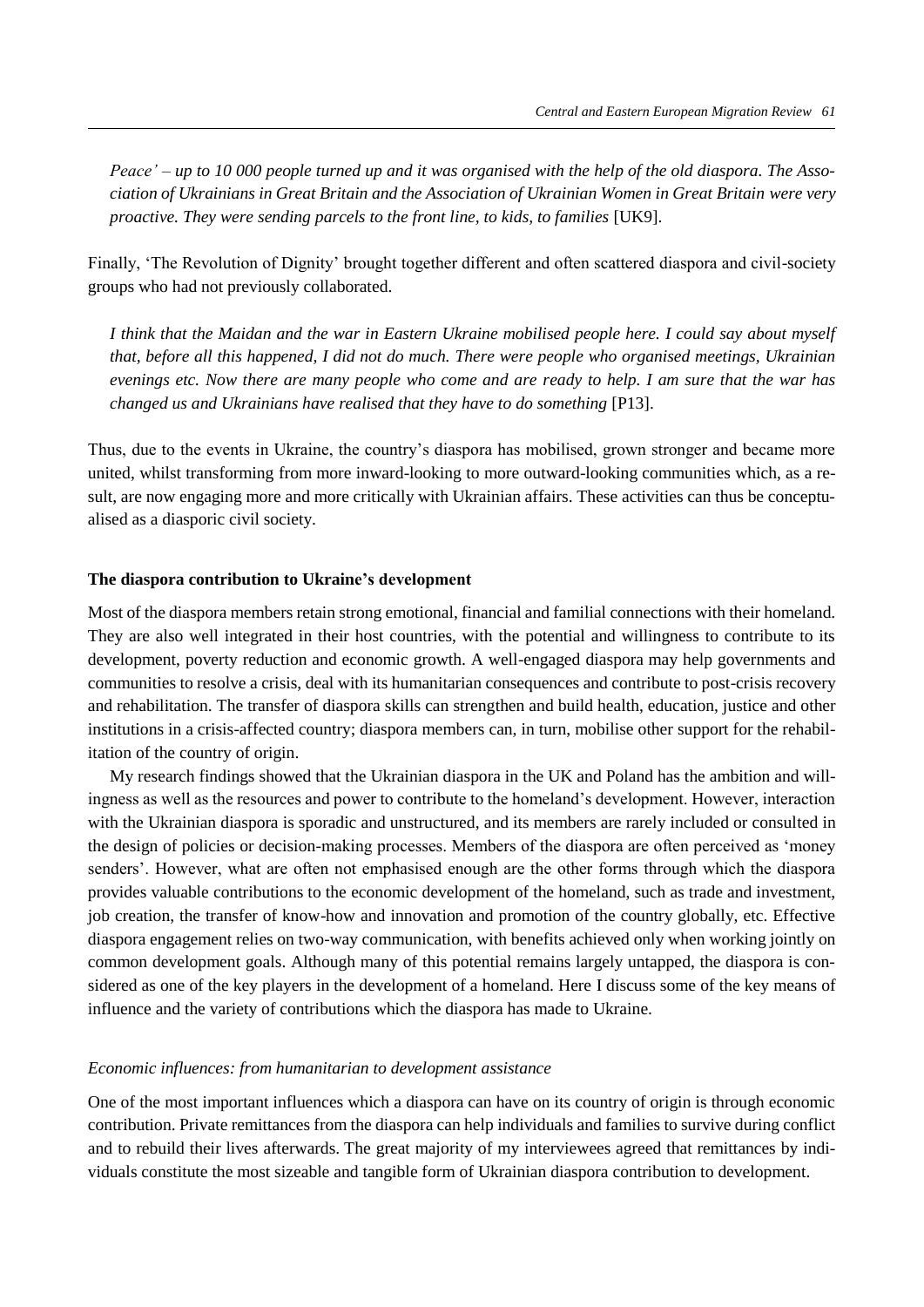*Peace' – up to 10 000 people turned up and it was organised with the help of the old diaspora. The Association of Ukrainians in Great Britain and the Association of Ukrainian Women in Great Britain were very proactive. They were sending parcels to the front line, to kids, to families* [UK9].

Finally, 'The Revolution of Dignity' brought together different and often scattered diaspora and civil-society groups who had not previously collaborated.

> *I think that the Maidan and the war in Eastern Ukraine mobilised people here. I could say about myself that, before all this happened, I did not do much. There were people who organised meetings, Ukrainian evenings etc. Now there are many people who come and are ready to help. I am sure that the war has changed us and Ukrainians have realised that they have to do something* [P13].

Thus, due to the events in Ukraine, the country's diaspora has mobilised, grown stronger and became more united, whilst transforming from more inward-looking to more outward-looking communities which, as a result, are now engaging more and more critically with Ukrainian affairs. These activities can thus be conceptualised as a diasporic civil society.

**The diaspora contribution to Ukraine's development**

Most of the diaspora members retain strong emotional, financial and familial connections with their homeland. They are also well integrated in their host countries, with the potential and willingness to contribute to its development, poverty reduction and economic growth. A well-engaged diaspora may help governments and communities to resolve a crisis, deal with its humanitarian consequences and contribute to post-crisis recovery and rehabilitation. The transfer of diaspora skills can strengthen and build health, education, justice and other institutions in a crisis-affected country; diaspora members can, in turn, mobilise other support for the rehabilitation of the country of origin.

My research findings showed that the Ukrainian diaspora in the UK and Poland has the ambition and willingness as well as the resources and power to contribute to the homeland's development. However, interaction with the Ukrainian diaspora is sporadic and unstructured, and its members are rarely included or consulted in the design of policies or decision-making processes. Members of the diaspora are often perceived as 'money senders'. However, what are often not emphasised enough are the other forms through which the diaspora provides valuable contributions to the economic development of the homeland, such as trade and investment, job creation, the transfer of know-how and innovation and promotion of the country globally, etc. Effective diaspora engagement relies on two-way communication, with benefits achieved only when working jointly on common development goals. Although many of this potential remains largely untapped, the diaspora is considered as one of the key players in the development of a homeland. Here I discuss some of the key means of influence and the variety of contributions which the diaspora has made to Ukraine.

*Economic influences: from humanitarian to development assistance*

One of the most important influences which a diaspora can have on its country of origin is through economic contribution. Private remittances from the diaspora can help individuals and families to survive during conflict and to rebuild their lives afterwards. The great majority of my interviewees agreed that remittances by individuals constitute the most sizeable and tangible form of Ukrainian diaspora contribution to development.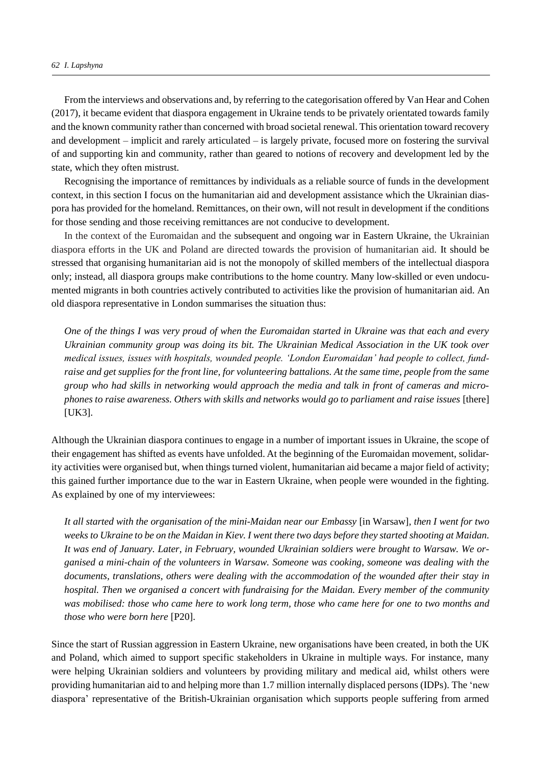From the interviews and observations and, by referring to the categorisation offered by Van Hear and Cohen (2017), it became evident that diaspora engagement in Ukraine tends to be privately orientated towards family and the known community rather than concerned with broad societal renewal. This orientation toward recovery and development – implicit and rarely articulated – is largely private, focused more on fostering the survival of and supporting kin and community, rather than geared to notions of recovery and development led by the state, which they often mistrust.

Recognising the importance of remittances by individuals as a reliable source of funds in the development context, in this section I focus on the humanitarian aid and development assistance which the Ukrainian diaspora has provided for the homeland. Remittances, on their own, will not result in development if the conditions for those sending and those receiving remittances are not conducive to development.

In the context of the Euromaidan and the subsequent and ongoing war in Eastern Ukraine, the Ukrainian diaspora efforts in the UK and Poland are directed towards the provision of humanitarian aid. It should be stressed that organising humanitarian aid is not the monopoly of skilled members of the intellectual diaspora only; instead, all diaspora groups make contributions to the home country. Many low-skilled or even undocumented migrants in both countries actively contributed to activities like the provision of humanitarian aid. An old diaspora representative in London summarises the situation thus:

> *One of the things I was very proud of when the Euromaidan started in Ukraine was that each and every Ukrainian community group was doing its bit. The Ukrainian Medical Association in the UK took over medical issues, issues with hospitals, wounded people. 'London Euromaidan' had people to collect, fundraise and get supplies for the front line, for volunteering battalions. At the same time, people from the same group who had skills in networking would approach the media and talk in front of cameras and microphones to raise awareness. Others with skills and networks would go to parliament and raise issues* [there] [UK3].

Although the Ukrainian diaspora continues to engage in a number of important issues in Ukraine, the scope of their engagement has shifted as events have unfolded. At the beginning of the Euromaidan movement, solidarity activities were organised but, when things turned violent, humanitarian aid became a major field of activity; this gained further importance due to the war in Eastern Ukraine, when people were wounded in the fighting. As explained by one of my interviewees:

> *It all started with the organisation of the mini-Maidan near our Embassy* [in Warsaw], *then I went for two weeks to Ukraine to be on the Maidan in Kiev. I went there two days before they started shooting at Maidan. It was end of January. Later, in February, wounded Ukrainian soldiers were brought to Warsaw. We organised a mini-chain of the volunteers in Warsaw. Someone was cooking, someone was dealing with the documents, translations, others were dealing with the accommodation of the wounded after their stay in hospital. Then we organised a concert with fundraising for the Maidan. Every member of the community was mobilised: those who came here to work long term, those who came here for one to two months and those who were born here* [P20].

Since the start of Russian aggression in Eastern Ukraine, new organisations have been created, in both the UK and Poland, which aimed to support specific stakeholders in Ukraine in multiple ways. For instance, many were helping Ukrainian soldiers and volunteers by providing military and medical aid, whilst others were providing humanitarian aid to and helping more than 1.7 million internally displaced persons (IDPs). The 'new diaspora' representative of the British-Ukrainian organisation which supports people suffering from armed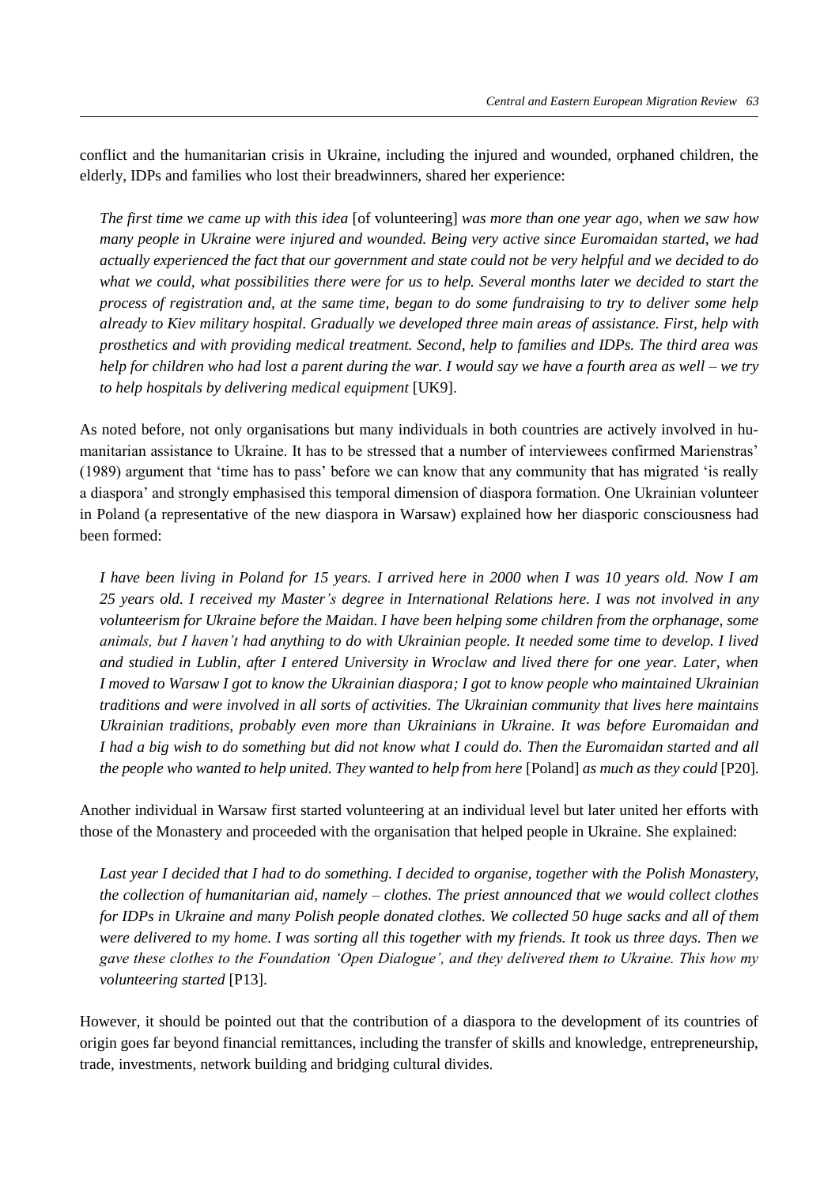conflict and the humanitarian crisis in Ukraine, including the injured and wounded, orphaned children, the elderly, IDPs and families who lost their breadwinners, shared her experience:

> *The first time we came up with this idea* [of volunteering] *was more than one year ago, when we saw how many people in Ukraine were injured and wounded. Being very active since Euromaidan started, we had actually experienced the fact that our government and state could not be very helpful and we decided to do what we could, what possibilities there were for us to help. Several months later we decided to start the process of registration and, at the same time, began to do some fundraising to try to deliver some help already to Kiev military hospital. Gradually we developed three main areas of assistance. First, help with prosthetics and with providing medical treatment. Second, help to families and IDPs. The third area was help for children who had lost a parent during the war. I would say we have a fourth area as well – we try to help hospitals by delivering medical equipment* [UK9].

As noted before, not only organisations but many individuals in both countries are actively involved in humanitarian assistance to Ukraine. It has to be stressed that a number of interviewees confirmed Marienstras' (1989) argument that 'time has to pass' before we can know that any community that has migrated 'is really a diaspora' and strongly emphasised this temporal dimension of diaspora formation. One Ukrainian volunteer in Poland (a representative of the new diaspora in Warsaw) explained how her diasporic consciousness had been formed:

> *I have been living in Poland for 15 years. I arrived here in 2000 when I was 10 years old. Now I am 25 years old. I received my Master's degree in International Relations here. I was not involved in any volunteerism for Ukraine before the Maidan. I have been helping some children from the orphanage, some animals, but I haven't had anything to do with Ukrainian people. It needed some time to develop. I lived and studied in Lublin, after I entered University in Wroclaw and lived there for one year. Later, when I moved to Warsaw I got to know the Ukrainian diaspora; I got to know people who maintained Ukrainian traditions and were involved in all sorts of activities. The Ukrainian community that lives here maintains Ukrainian traditions, probably even more than Ukrainians in Ukraine. It was before Euromaidan and I had a big wish to do something but did not know what I could do. Then the Euromaidan started and all the people who wanted to help united. They wanted to help from here* [Poland] *as much as they could* [P20].

Another individual in Warsaw first started volunteering at an individual level but later united her efforts with those of the Monastery and proceeded with the organisation that helped people in Ukraine. She explained:

> *Last year I decided that I had to do something. I decided to organise, together with the Polish Monastery, the collection of humanitarian aid, namely – clothes. The priest announced that we would collect clothes for IDPs in Ukraine and many Polish people donated clothes. We collected 50 huge sacks and all of them were delivered to my home. I was sorting all this together with my friends. It took us three days. Then we gave these clothes to the Foundation 'Open Dialogue', and they delivered them to Ukraine. This how my volunteering started* [P13].

However, it should be pointed out that the contribution of a diaspora to the development of its countries of origin goes far beyond financial remittances, including the transfer of skills and knowledge, entrepreneurship, trade, investments, network building and bridging cultural divides.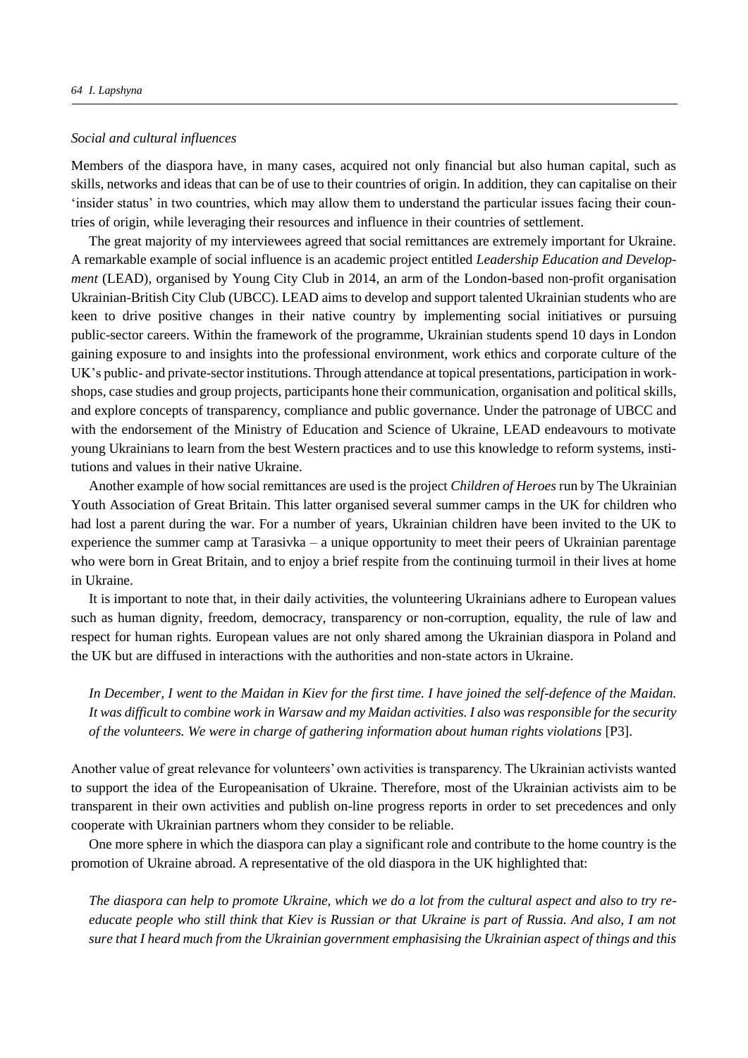*Social and cultural influences*

Members of the diaspora have, in many cases, acquired not only financial but also human capital, such as skills, networks and ideas that can be of use to their countries of origin. In addition, they can capitalise on their 'insider status' in two countries, which may allow them to understand the particular issues facing their countries of origin, while leveraging their resources and influence in their countries of settlement.

The great majority of my interviewees agreed that social remittances are extremely important for Ukraine. A remarkable example of social influence is an academic project entitled *Leadership Education and Development* (LEAD), organised by Young City Club in 2014, an arm of the London-based non-profit organisation Ukrainian-British City Club (UBCC). LEAD aims to develop and support talented Ukrainian students who are keen to drive positive changes in their native country by implementing social initiatives or pursuing public-sector careers. Within the framework of the programme, Ukrainian students spend 10 days in London gaining exposure to and insights into the professional environment, work ethics and corporate culture of the UK's public- and private-sector institutions. Through attendance at topical presentations, participation in workshops, case studies and group projects, participants hone their communication, organisation and political skills, and explore concepts of transparency, compliance and public governance. Under the patronage of UBCC and with the endorsement of the Ministry of Education and Science of Ukraine, LEAD endeavours to motivate young Ukrainians to learn from the best Western practices and to use this knowledge to reform systems, institutions and values in their native Ukraine.

Another example of how social remittances are used is the project *Children of Heroes* run by The Ukrainian Youth Association of Great Britain. This latter organised several summer camps in the UK for children who had lost a parent during the war. For a number of years, Ukrainian children have been invited to the UK to experience the summer camp at Tarasivka – a unique opportunity to meet their peers of Ukrainian parentage who were born in Great Britain, and to enjoy a brief respite from the continuing turmoil in their lives at home in Ukraine.

It is important to note that, in their daily activities, the volunteering Ukrainians adhere to European values such as human dignity, freedom, democracy, transparency or non-corruption, equality, the rule of law and respect for human rights. European values are not only shared among the Ukrainian diaspora in Poland and the UK but are diffused in interactions with the authorities and non-state actors in Ukraine.

> *In December, I went to the Maidan in Kiev for the first time. I have joined the self-defence of the Maidan. It was difficult to combine work in Warsaw and my Maidan activities. I also was responsible for the security of the volunteers. We were in charge of gathering information about human rights violations* [P3].

Another value of great relevance for volunteers' own activities is transparency. The Ukrainian activists wanted to support the idea of the Europeanisation of Ukraine. Therefore, most of the Ukrainian activists aim to be transparent in their own activities and publish on-line progress reports in order to set precedences and only cooperate with Ukrainian partners whom they consider to be reliable.

One more sphere in which the diaspora can play a significant role and contribute to the home country is the promotion of Ukraine abroad. A representative of the old diaspora in the UK highlighted that:

> *The diaspora can help to promote Ukraine, which we do a lot from the cultural aspect and also to try re-educate people who still think that Kiev is Russian or that Ukraine is part of Russia. And also, I am not sure that I heard much from the Ukrainian government emphasising the Ukrainian aspect of things and this*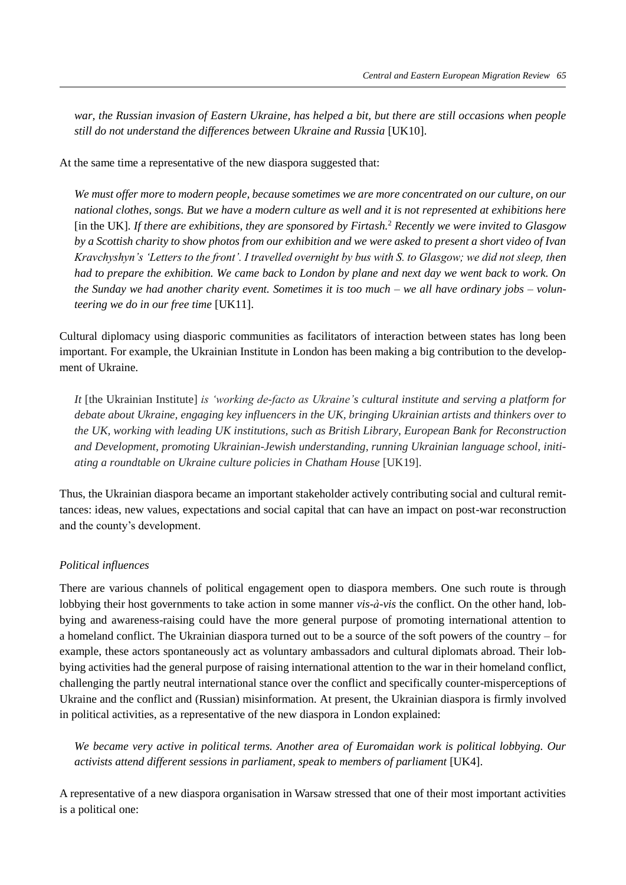*war, the Russian invasion of Eastern Ukraine, has helped a bit, but there are still occasions when people still do not understand the differences between Ukraine and Russia* [UK10].

At the same time a representative of the new diaspora suggested that:

> *We must offer more to modern people, because sometimes we are more concentrated on our culture, on our national clothes, songs. But we have a modern culture as well and it is not represented at exhibitions here* [in the UK]. *If there are exhibitions, they are sponsored by Firtash.*[2] *Recently we were invited to Glasgow by a Scottish charity to show photos from our exhibition and we were asked to present a short video of Ivan Kravchyshyn's 'Letters to the front'. I travelled overnight by bus with S. to Glasgow; we did not sleep, then had to prepare the exhibition. We came back to London by plane and next day we went back to work. On the Sunday we had another charity event. Sometimes it is too much – we all have ordinary jobs – volunteering we do in our free time* [UK11].

Cultural diplomacy using diasporic communities as facilitators of interaction between states has long been important. For example, the Ukrainian Institute in London has been making a big contribution to the development of Ukraine.

> *It* [the Ukrainian Institute] *is 'working de-facto as Ukraine's cultural institute and serving a platform for debate about Ukraine, engaging key influencers in the UK, bringing Ukrainian artists and thinkers over to the UK, working with leading UK institutions, such as British Library, European Bank for Reconstruction and Development, promoting Ukrainian-Jewish understanding, running Ukrainian language school, initiating a roundtable on Ukraine culture policies in Chatham House* [UK19].

Thus, the Ukrainian diaspora became an important stakeholder actively contributing social and cultural remittances: ideas, new values, expectations and social capital that can have an impact on post-war reconstruction and the county's development.

### *Political influences*

There are various channels of political engagement open to diaspora members. One such route is through lobbying their host governments to take action in some manner *vis-à-vis* the conflict. On the other hand, lobbying and awareness-raising could have the more general purpose of promoting international attention to a homeland conflict. The Ukrainian diaspora turned out to be a source of the soft powers of the country – for example, these actors spontaneously act as voluntary ambassadors and cultural diplomats abroad. Their lobbying activities had the general purpose of raising international attention to the war in their homeland conflict, challenging the partly neutral international stance over the conflict and specifically counter-misperceptions of Ukraine and the conflict and (Russian) misinformation. At present, the Ukrainian diaspora is firmly involved in political activities, as a representative of the new diaspora in London explained:

> *We became very active in political terms. Another area of Euromaidan work is political lobbying. Our activists attend different sessions in parliament, speak to members of parliament* [UK4].

A representative of a new diaspora organisation in Warsaw stressed that one of their most important activities is a political one: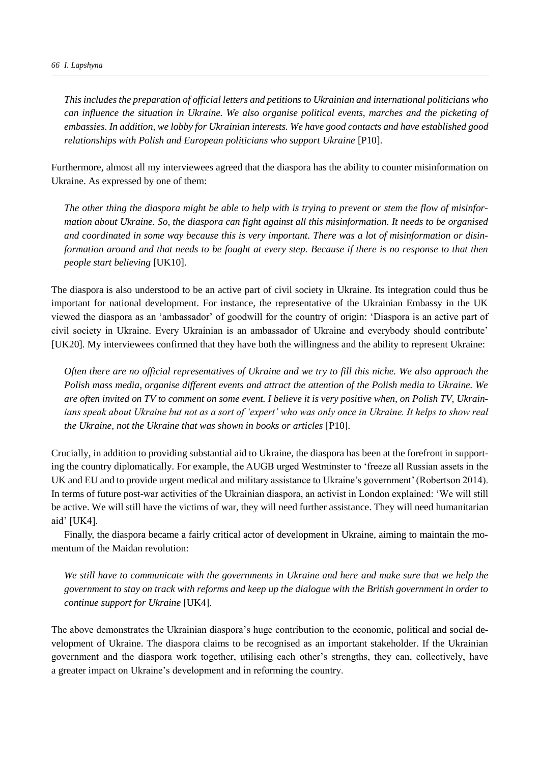*This includes the preparation of official letters and petitions to Ukrainian and international politicians who can influence the situation in Ukraine. We also organise political events, marches and the picketing of embassies. In addition, we lobby for Ukrainian interests. We have good contacts and have established good relationships with Polish and European politicians who support Ukraine* [P10].

Furthermore, almost all my interviewees agreed that the diaspora has the ability to counter misinformation on Ukraine. As expressed by one of them:

*The other thing the diaspora might be able to help with is trying to prevent or stem the flow of misinformation about Ukraine. So, the diaspora can fight against all this misinformation. It needs to be organised and coordinated in some way because this is very important. There was a lot of misinformation or disinformation around and that needs to be fought at every step. Because if there is no response to that then people start believing* [UK10].

The diaspora is also understood to be an active part of civil society in Ukraine. Its integration could thus be important for national development. For instance, the representative of the Ukrainian Embassy in the UK viewed the diaspora as an 'ambassador' of goodwill for the country of origin: 'Diaspora is an active part of civil society in Ukraine. Every Ukrainian is an ambassador of Ukraine and everybody should contribute' [UK20]. My interviewees confirmed that they have both the willingness and the ability to represent Ukraine:

*Often there are no official representatives of Ukraine and we try to fill this niche. We also approach the Polish mass media, organise different events and attract the attention of the Polish media to Ukraine. We are often invited on TV to comment on some event. I believe it is very positive when, on Polish TV, Ukrainians speak about Ukraine but not as a sort of 'expert' who was only once in Ukraine. It helps to show real the Ukraine, not the Ukraine that was shown in books or articles* [P10].

Crucially, in addition to providing substantial aid to Ukraine, the diaspora has been at the forefront in supporting the country diplomatically. For example, the AUGB urged Westminster to 'freeze all Russian assets in the UK and EU and to provide urgent medical and military assistance to Ukraine's government' (Robertson 2014). In terms of future post-war activities of the Ukrainian diaspora, an activist in London explained: 'We will still be active. We will still have the victims of war, they will need further assistance. They will need humanitarian aid' [UK4].

Finally, the diaspora became a fairly critical actor of development in Ukraine, aiming to maintain the momentum of the Maidan revolution:

*We still have to communicate with the governments in Ukraine and here and make sure that we help the government to stay on track with reforms and keep up the dialogue with the British government in order to continue support for Ukraine* [UK4].

The above demonstrates the Ukrainian diaspora's huge contribution to the economic, political and social development of Ukraine. The diaspora claims to be recognised as an important stakeholder. If the Ukrainian government and the diaspora work together, utilising each other's strengths, they can, collectively, have a greater impact on Ukraine's development and in reforming the country.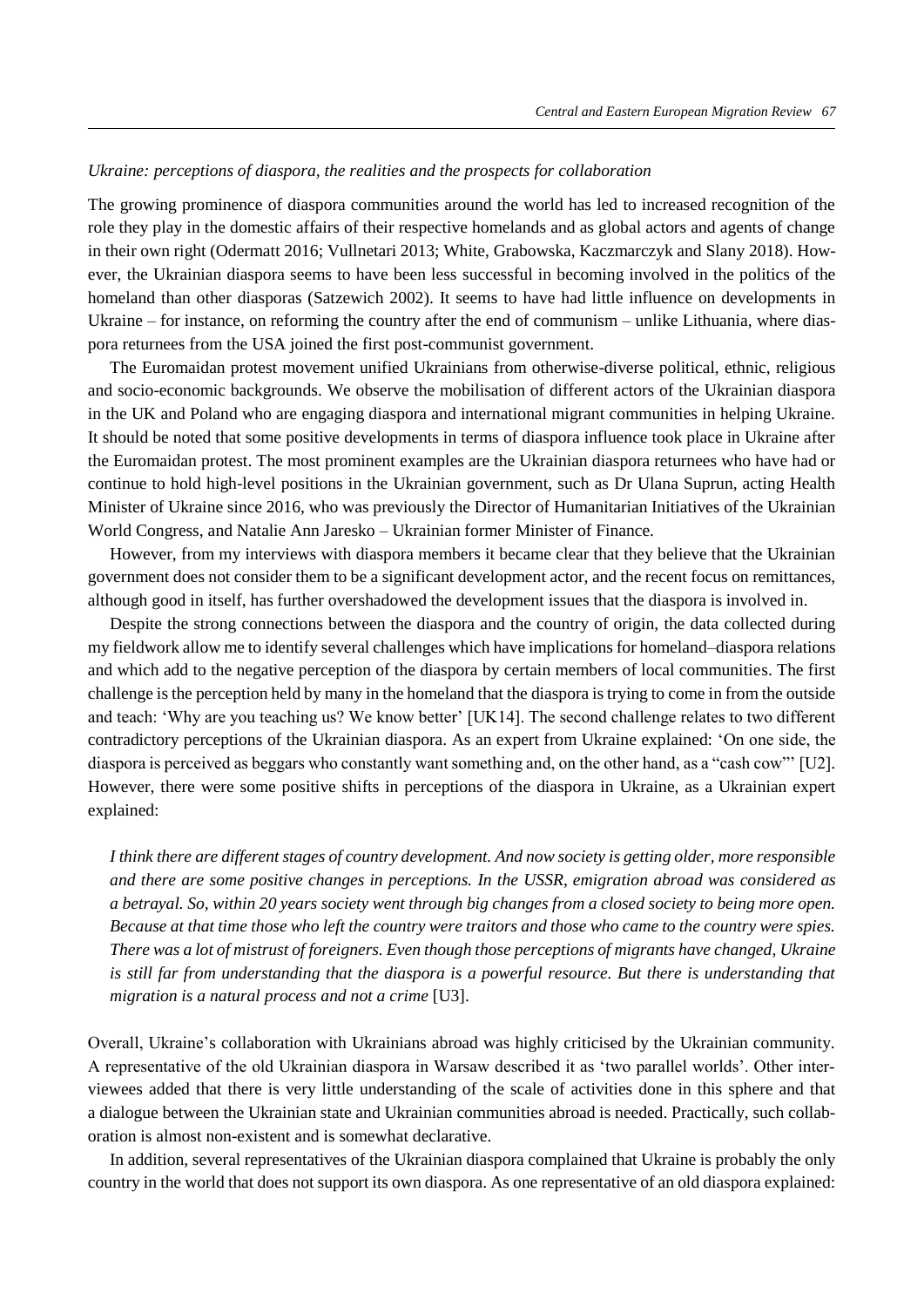*Ukraine: perceptions of diaspora, the realities and the prospects for collaboration*

The growing prominence of diaspora communities around the world has led to increased recognition of the role they play in the domestic affairs of their respective homelands and as global actors and agents of change in their own right (Odermatt 2016; Vullnetari 2013; White, Grabowska, Kaczmarczyk and Slany 2018). However, the Ukrainian diaspora seems to have been less successful in becoming involved in the politics of the homeland than other diasporas (Satzewich 2002). It seems to have had little influence on developments in Ukraine – for instance, on reforming the country after the end of communism – unlike Lithuania, where diaspora returnees from the USA joined the first post-communist government.

The Euromaidan protest movement unified Ukrainians from otherwise-diverse political, ethnic, religious and socio-economic backgrounds. We observe the mobilisation of different actors of the Ukrainian diaspora in the UK and Poland who are engaging diaspora and international migrant communities in helping Ukraine. It should be noted that some positive developments in terms of diaspora influence took place in Ukraine after the Euromaidan protest. The most prominent examples are the Ukrainian diaspora returnees who have had or continue to hold high-level positions in the Ukrainian government, such as Dr Ulana Suprun, acting Health Minister of Ukraine since 2016, who was previously the Director of Humanitarian Initiatives of the Ukrainian World Congress, and Natalie Ann Jaresko – Ukrainian former Minister of Finance.

However, from my interviews with diaspora members it became clear that they believe that the Ukrainian government does not consider them to be a significant development actor, and the recent focus on remittances, although good in itself, has further overshadowed the development issues that the diaspora is involved in.

Despite the strong connections between the diaspora and the country of origin, the data collected during my fieldwork allow me to identify several challenges which have implications for homeland–diaspora relations and which add to the negative perception of the diaspora by certain members of local communities. The first challenge is the perception held by many in the homeland that the diaspora is trying to come in from the outside and teach: 'Why are you teaching us? We know better' [UK14]. The second challenge relates to two different contradictory perceptions of the Ukrainian diaspora. As an expert from Ukraine explained: 'On one side, the diaspora is perceived as beggars who constantly want something and, on the other hand, as a "cash cow"' [U2]. However, there were some positive shifts in perceptions of the diaspora in Ukraine, as a Ukrainian expert explained:

> *I think there are different stages of country development. And now society is getting older, more responsible and there are some positive changes in perceptions. In the USSR, emigration abroad was considered as a betrayal. So, within 20 years society went through big changes from a closed society to being more open. Because at that time those who left the country were traitors and those who came to the country were spies. There was a lot of mistrust of foreigners. Even though those perceptions of migrants have changed, Ukraine is still far from understanding that the diaspora is a powerful resource. But there is understanding that migration is a natural process and not a crime* [U3].

Overall, Ukraine's collaboration with Ukrainians abroad was highly criticised by the Ukrainian community. A representative of the old Ukrainian diaspora in Warsaw described it as 'two parallel worlds'. Other interviewees added that there is very little understanding of the scale of activities done in this sphere and that a dialogue between the Ukrainian state and Ukrainian communities abroad is needed. Practically, such collaboration is almost non-existent and is somewhat declarative.

In addition, several representatives of the Ukrainian diaspora complained that Ukraine is probably the only country in the world that does not support its own diaspora. As one representative of an old diaspora explained: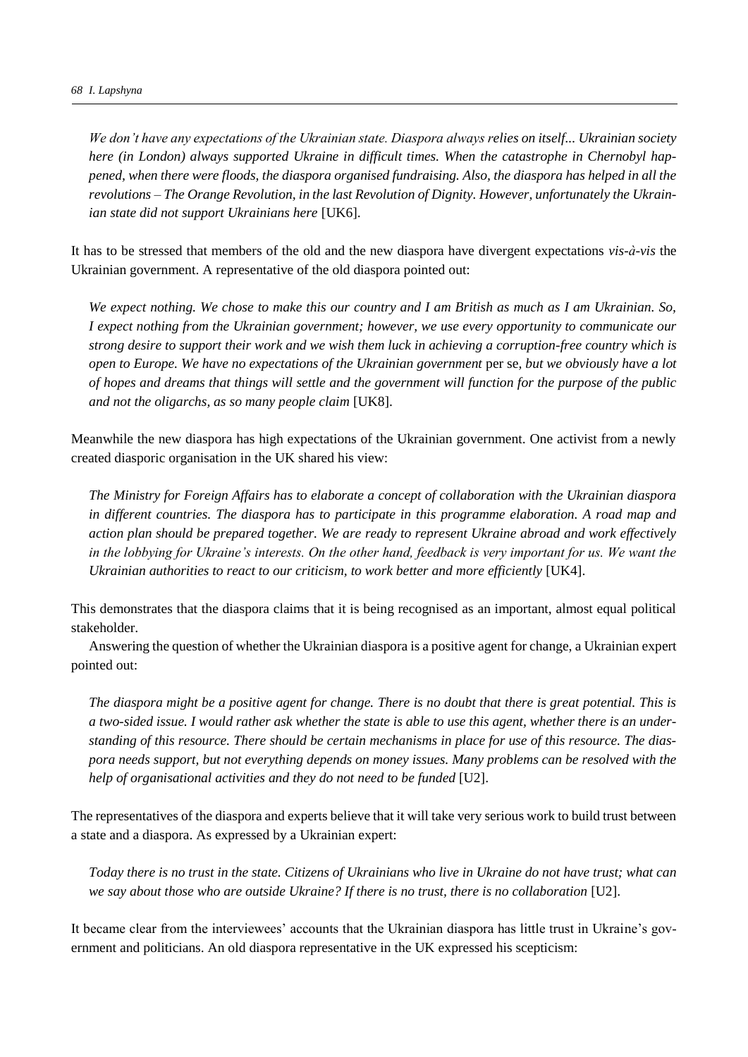*We don't have any expectations of the Ukrainian state. Diaspora always relies on itself... Ukrainian society here (in London) always supported Ukraine in difficult times. When the catastrophe in Chernobyl happened, when there were floods, the diaspora organised fundraising. Also, the diaspora has helped in all the revolutions – The Orange Revolution, in the last Revolution of Dignity. However, unfortunately the Ukrainian state did not support Ukrainians here* [UK6].

It has to be stressed that members of the old and the new diaspora have divergent expectations *vis-à-vis* the Ukrainian government. A representative of the old diaspora pointed out:

*We expect nothing. We chose to make this our country and I am British as much as I am Ukrainian. So, I expect nothing from the Ukrainian government; however, we use every opportunity to communicate our strong desire to support their work and we wish them luck in achieving a corruption-free country which is open to Europe. We have no expectations of the Ukrainian government* per se*, but we obviously have a lot of hopes and dreams that things will settle and the government will function for the purpose of the public and not the oligarchs, as so many people claim* [UK8].

Meanwhile the new diaspora has high expectations of the Ukrainian government. One activist from a newly created diasporic organisation in the UK shared his view:

*The Ministry for Foreign Affairs has to elaborate a concept of collaboration with the Ukrainian diaspora in different countries. The diaspora has to participate in this programme elaboration. A road map and action plan should be prepared together. We are ready to represent Ukraine abroad and work effectively in the lobbying for Ukraine's interests. On the other hand, feedback is very important for us. We want the Ukrainian authorities to react to our criticism, to work better and more efficiently* [UK4].

This demonstrates that the diaspora claims that it is being recognised as an important, almost equal political stakeholder.

Answering the question of whether the Ukrainian diaspora is a positive agent for change, a Ukrainian expert pointed out:

*The diaspora might be a positive agent for change. There is no doubt that there is great potential. This is a two-sided issue. I would rather ask whether the state is able to use this agent, whether there is an understanding of this resource. There should be certain mechanisms in place for use of this resource. The diaspora needs support, but not everything depends on money issues. Many problems can be resolved with the help of organisational activities and they do not need to be funded* [U2].

The representatives of the diaspora and experts believe that it will take very serious work to build trust between a state and a diaspora. As expressed by a Ukrainian expert:

*Today there is no trust in the state. Citizens of Ukrainians who live in Ukraine do not have trust; what can we say about those who are outside Ukraine? If there is no trust, there is no collaboration* [U2].

It became clear from the interviewees' accounts that the Ukrainian diaspora has little trust in Ukraine's government and politicians. An old diaspora representative in the UK expressed his scepticism: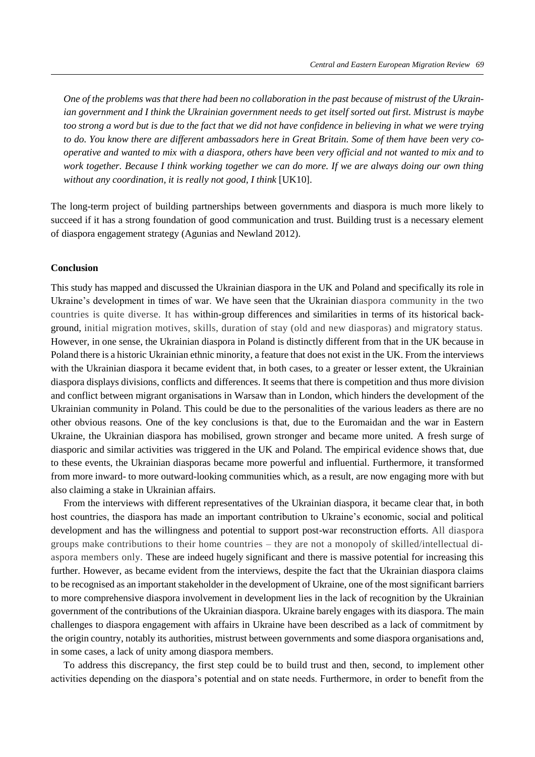*One of the problems was that there had been no collaboration in the past because of mistrust of the Ukrainian government and I think the Ukrainian government needs to get itself sorted out first. Mistrust is maybe too strong a word but is due to the fact that we did not have confidence in believing in what we were trying to do. You know there are different ambassadors here in Great Britain. Some of them have been very co-operative and wanted to mix with a diaspora, others have been very official and not wanted to mix and to work together. Because I think working together we can do more. If we are always doing our own thing without any coordination, it is really not good, I think* [UK10].

The long-term project of building partnerships between governments and diaspora is much more likely to succeed if it has a strong foundation of good communication and trust. Building trust is a necessary element of diaspora engagement strategy (Agunias and Newland 2012).

## Conclusion

This study has mapped and discussed the Ukrainian diaspora in the UK and Poland and specifically its role in Ukraine's development in times of war. We have seen that the Ukrainian diaspora community in the two countries is quite diverse. It has within-group differences and similarities in terms of its historical background, initial migration motives, skills, duration of stay (old and new diasporas) and migratory status. However, in one sense, the Ukrainian diaspora in Poland is distinctly different from that in the UK because in Poland there is a historic Ukrainian ethnic minority, a feature that does not exist in the UK. From the interviews with the Ukrainian diaspora it became evident that, in both cases, to a greater or lesser extent, the Ukrainian diaspora displays divisions, conflicts and differences. It seems that there is competition and thus more division and conflict between migrant organisations in Warsaw than in London, which hinders the development of the Ukrainian community in Poland. This could be due to the personalities of the various leaders as there are no other obvious reasons. One of the key conclusions is that, due to the Euromaidan and the war in Eastern Ukraine, the Ukrainian diaspora has mobilised, grown stronger and became more united. A fresh surge of diasporic and similar activities was triggered in the UK and Poland. The empirical evidence shows that, due to these events, the Ukrainian diasporas became more powerful and influential. Furthermore, it transformed from more inward- to more outward-looking communities which, as a result, are now engaging more with but also claiming a stake in Ukrainian affairs.

From the interviews with different representatives of the Ukrainian diaspora, it became clear that, in both host countries, the diaspora has made an important contribution to Ukraine's economic, social and political development and has the willingness and potential to support post-war reconstruction efforts. All diaspora groups make contributions to their home countries – they are not a monopoly of skilled/intellectual diaspora members only. These are indeed hugely significant and there is massive potential for increasing this further. However, as became evident from the interviews, despite the fact that the Ukrainian diaspora claims to be recognised as an important stakeholder in the development of Ukraine, one of the most significant barriers to more comprehensive diaspora involvement in development lies in the lack of recognition by the Ukrainian government of the contributions of the Ukrainian diaspora. Ukraine barely engages with its diaspora. The main challenges to diaspora engagement with affairs in Ukraine have been described as a lack of commitment by the origin country, notably its authorities, mistrust between governments and some diaspora organisations and, in some cases, a lack of unity among diaspora members.

To address this discrepancy, the first step could be to build trust and then, second, to implement other activities depending on the diaspora's potential and on state needs. Furthermore, in order to benefit from the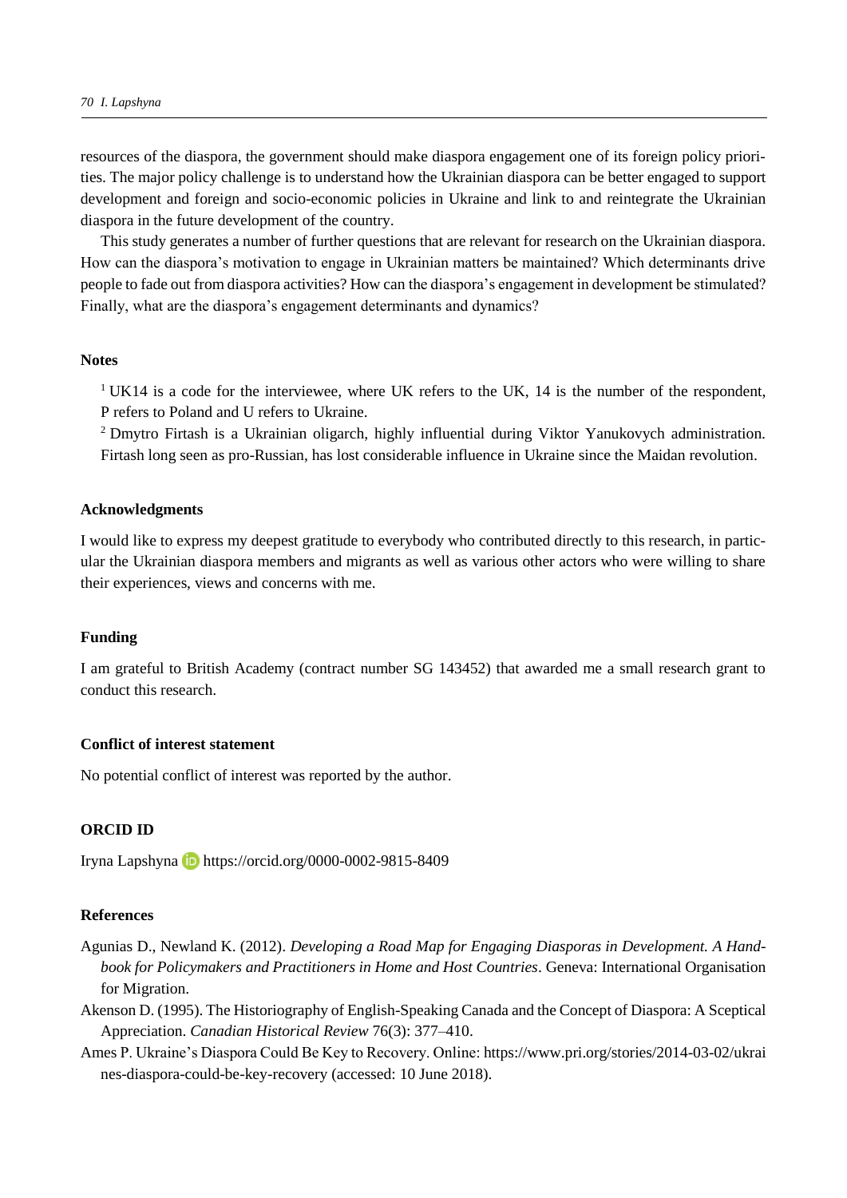resources of the diaspora, the government should make diaspora engagement one of its foreign policy priorities. The major policy challenge is to understand how the Ukrainian diaspora can be better engaged to support development and foreign and socio-economic policies in Ukraine and link to and reintegrate the Ukrainian diaspora in the future development of the country.

This study generates a number of further questions that are relevant for research on the Ukrainian diaspora. How can the diaspora's motivation to engage in Ukrainian matters be maintained? Which determinants drive people to fade out from diaspora activities? How can the diaspora's engagement in development be stimulated? Finally, what are the diaspora's engagement determinants and dynamics?

## Notes

[1] UK14 is a code for the interviewee, where UK refers to the UK, 14 is the number of the respondent, P refers to Poland and U refers to Ukraine.

[2] Dmytro Firtash is a Ukrainian oligarch, highly influential during Viktor Yanukovych administration. Firtash long seen as pro-Russian, has lost considerable influence in Ukraine since the Maidan revolution.

## Acknowledgments

I would like to express my deepest gratitude to everybody who contributed directly to this research, in particular the Ukrainian diaspora members and migrants as well as various other actors who were willing to share their experiences, views and concerns with me.

## Funding

I am grateful to British Academy (contract number SG 143452) that awarded me a small research grant to conduct this research.

## Conflict of interest statement

No potential conflict of interest was reported by the author.

## ORCID ID

Iryna Lapshyna https://orcid.org/0000-0002-9815-8409

## References

Agunias D., Newland K. (2012). *Developing a Road Map for Engaging Diasporas in Development. A Handbook for Policymakers and Practitioners in Home and Host Countries*. Geneva: International Organisation for Migration.

Akenson D. (1995). The Historiography of English-Speaking Canada and the Concept of Diaspora: A Sceptical Appreciation. *Canadian Historical Review* 76(3): 377–410.

Ames P. Ukraine's Diaspora Could Be Key to Recovery. Online: https://www.pri.org/stories/2014-03-02/ukraines-diaspora-could-be-key-recovery (accessed: 10 June 2018).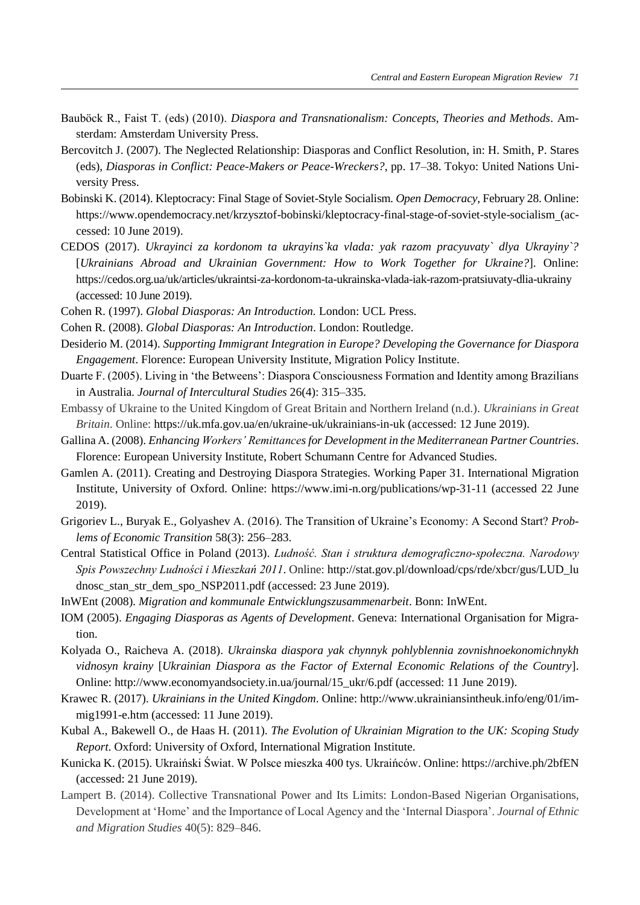Bauböck R., Faist T. (eds) (2010). *Diaspora and Transnationalism: Concepts, Theories and Methods*. Amsterdam: Amsterdam University Press.

Bercovitch J. (2007). The Neglected Relationship: Diasporas and Conflict Resolution, in: H. Smith, P. Stares (eds), *Diasporas in Conflict: Peace-Makers or Peace-Wreckers?*, pp. 17–38. Tokyo: United Nations University Press.

Bobinski K. (2014). Kleptocracy: Final Stage of Soviet-Style Socialism. *Open Democracy*, February 28. Online: https://www.opendemocracy.net/krzysztof-bobinski/kleptocracy-final-stage-of-soviet-style-socialism_(accessed: 10 June 2019).

CEDOS (2017). *Ukrayinci za kordonom ta ukrayins`ka vlada: yak razom pracyuvaty` dlya Ukrayiny`?* [*Ukrainians Abroad and Ukrainian Government: How to Work Together for Ukraine?*]. Online: https://cedos.org.ua/uk/articles/ukraintsi-za-kordonom-ta-ukrainska-vlada-iak-razom-pratsiuvaty-dlia-ukrainy (accessed: 10 June 2019).

Cohen R. (1997). *Global Diasporas: An Introduction.* London: UCL Press.

Cohen R. (2008). *Global Diasporas: An Introduction*. London: Routledge.

Desiderio M. (2014). *Supporting Immigrant Integration in Europe? Developing the Governance for Diaspora Engagement*. Florence: European University Institute, Migration Policy Institute.

Duarte F. (2005). Living in 'the Betweens': Diaspora Consciousness Formation and Identity among Brazilians in Australia. *Journal of Intercultural Studies* 26(4): 315–335.

Embassy of Ukraine to the United Kingdom of Great Britain and Northern Ireland (n.d.). *Ukrainians in Great Britain*. Online: https://uk.mfa.gov.ua/en/ukraine-uk/ukrainians-in-uk (accessed: 12 June 2019).

Gallina A. (2008). *Enhancing Workers' Remittances for Development in the Mediterranean Partner Countries*. Florence: European University Institute, Robert Schumann Centre for Advanced Studies.

Gamlen A. (2011). Creating and Destroying Diaspora Strategies. Working Paper 31. International Migration Institute, University of Oxford. Online: https://www.imi-n.org/publications/wp-31-11 (accessed 22 June 2019).

Grigoriev L., Buryak E., Golyashev A. (2016). The Transition of Ukraine's Economy: A Second Start? *Problems of Economic Transition* 58(3): 256–283.

Central Statistical Office in Poland (2013). *Ludność. Stan i struktura demograficzno-społeczna. Narodowy Spis Powszechny Ludności i Mieszkań 2011*. Online: http://stat.gov.pl/download/cps/rde/xbcr/gus/LUD_ludnosc_stan_str_dem_spo_NSP2011.pdf (accessed: 23 June 2019).

InWEnt (2008). *Migration and kommunale Entwicklungszusammenarbeit*. Bonn: InWEnt.

IOM (2005). *Engaging Diasporas as Agents of Development*. Geneva: International Organisation for Migration.

Kolyada O., Raicheva A. (2018). *Ukrainska diaspora yak chynnyk pohlyblennia zovnishnoekonomichnykh vidnosyn krainy* [*Ukrainian Diaspora as the Factor of External Economic Relations of the Country*]. Online: http://www.economyandsociety.in.ua/journal/15_ukr/6.pdf (accessed: 11 June 2019).

Krawec R. (2017). *Ukrainians in the United Kingdom*. Online: http://www.ukrainiansintheuk.info/eng/01/immig1991-e.htm (accessed: 11 June 2019).

Kubal A., Bakewell O., de Haas H. (2011). *The Evolution of Ukrainian Migration to the UK: Scoping Study Report*. Oxford: University of Oxford, International Migration Institute.

Kunicka K. (2015). Ukraiński Świat. W Polsce mieszka 400 tys. Ukraińców. Online: https://archive.ph/2bfEN (accessed: 21 June 2019).

Lampert B. (2014). Collective Transnational Power and Its Limits: London-Based Nigerian Organisations, Development at 'Home' and the Importance of Local Agency and the 'Internal Diaspora'. *Journal of Ethnic and Migration Studies* 40(5): 829–846.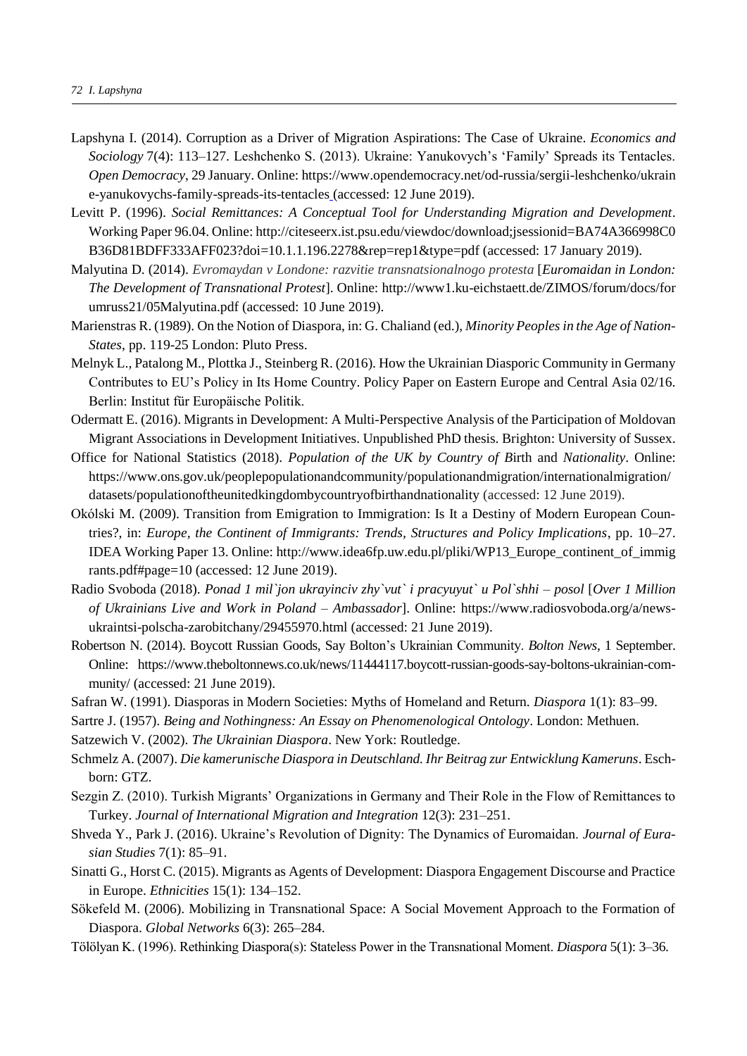Lapshyna I. (2014). Corruption as a Driver of Migration Aspirations: The Case of Ukraine. *Economics and Sociology* 7(4): 113–127. Leshchenko S. (2013). Ukraine: Yanukovych's 'Family' Spreads its Tentacles. *Open Democracy*, 29 January. Online: https://www.opendemocracy.net/od-russia/sergii-leshchenko/ukraine-yanukovychs-family-spreads-its-tentacles (accessed: 12 June 2019).

Levitt P. (1996). *Social Remittances: A Conceptual Tool for Understanding Migration and Development*. Working Paper 96.04. Online: http://citeseerx.ist.psu.edu/viewdoc/download;jsessionid=BA74A366998C0B36D81BDFF333AFF023?doi=10.1.1.196.2278&rep=rep1&type=pdf (accessed: 17 January 2019).

Malyutina D. (2014). *Evromaydan v Londone: razvitie transnatsionalnogo protesta* [*Euromaidan in London: The Development of Transnational Protest*]. Online: http://www1.ku-eichstaett.de/ZIMOS/forum/docs/forumruss21/05Malyutina.pdf (accessed: 10 June 2019).

Marienstras R. (1989). On the Notion of Diaspora, in: G. Chaliand (ed.), *Minority Peoples in the Age of Nation-States*, pp. 119-25 London: Pluto Press.

Melnyk L., Patalong M., Plottka J., Steinberg R. (2016). How the Ukrainian Diasporic Community in Germany Contributes to EU's Policy in Its Home Country. Policy Paper on Eastern Europe and Central Asia 02/16. Berlin: Institut für Europäische Politik.

Odermatt E. (2016). Migrants in Development: A Multi-Perspective Analysis of the Participation of Moldovan Migrant Associations in Development Initiatives. Unpublished PhD thesis. Brighton: University of Sussex.

Office for National Statistics (2018). *Population of the UK by Country of B*irth and *Nationality*. Online: https://www.ons.gov.uk/peoplepopulationandcommunity/populationandmigration/internationalmigration/datasets/populationoftheunitedkingdombycountryofbirthandnationality (accessed: 12 June 2019).

Okólski M. (2009). Transition from Emigration to Immigration: Is It a Destiny of Modern European Countries?, in: *Europe, the Continent of Immigrants: Trends, Structures and Policy Implications*, pp. 10–27. IDEA Working Paper 13. Online: http://www.idea6fp.uw.edu.pl/pliki/WP13_Europe_continent_of_immigrants.pdf#page=10 (accessed: 12 June 2019).

Radio Svoboda (2018). *Ponad 1 mil`jon ukrayinciv zhy`vut` i pracyuyut` u Pol`shhi – posol* [*Over 1 Million of Ukrainians Live and Work in Poland – Ambassador*]. Online: https://www.radiosvoboda.org/a/news-ukraintsi-polscha-zarobitchany/29455970.html (accessed: 21 June 2019).

Robertson N. (2014). Boycott Russian Goods, Say Bolton's Ukrainian Community. *Bolton News*, 1 September. Online: https://www.theboltonnews.co.uk/news/11444117.boycott-russian-goods-say-boltons-ukrainian-community/ (accessed: 21 June 2019).

Safran W. (1991). Diasporas in Modern Societies: Myths of Homeland and Return. *Diaspora* 1(1): 83–99.

Sartre J. (1957). *Being and Nothingness: An Essay on Phenomenological Ontology*. London: Methuen.

Satzewich V. (2002). *The Ukrainian Diaspora*. New York: Routledge.

Schmelz A. (2007). *Die kamerunische Diaspora in Deutschland. Ihr Beitrag zur Entwicklung Kameruns*. Eschborn: GTZ.

Sezgin Z. (2010). Turkish Migrants' Organizations in Germany and Their Role in the Flow of Remittances to Turkey. *Journal of International Migration and Integration* 12(3): 231–251.

Shveda Y., Park J. (2016). Ukraine's Revolution of Dignity: The Dynamics of Euromaidan. *Journal of Eurasian Studies* 7(1): 85–91.

Sinatti G., Horst C. (2015). Migrants as Agents of Development: Diaspora Engagement Discourse and Practice in Europe. *Ethnicities* 15(1): 134–152.

Sökefeld M. (2006). Mobilizing in Transnational Space: A Social Movement Approach to the Formation of Diaspora. *Global Networks* 6(3): 265–284.

Tölölyan K. (1996). Rethinking Diaspora(s): Stateless Power in the Transnational Moment. *Diaspora* 5(1): 3–36.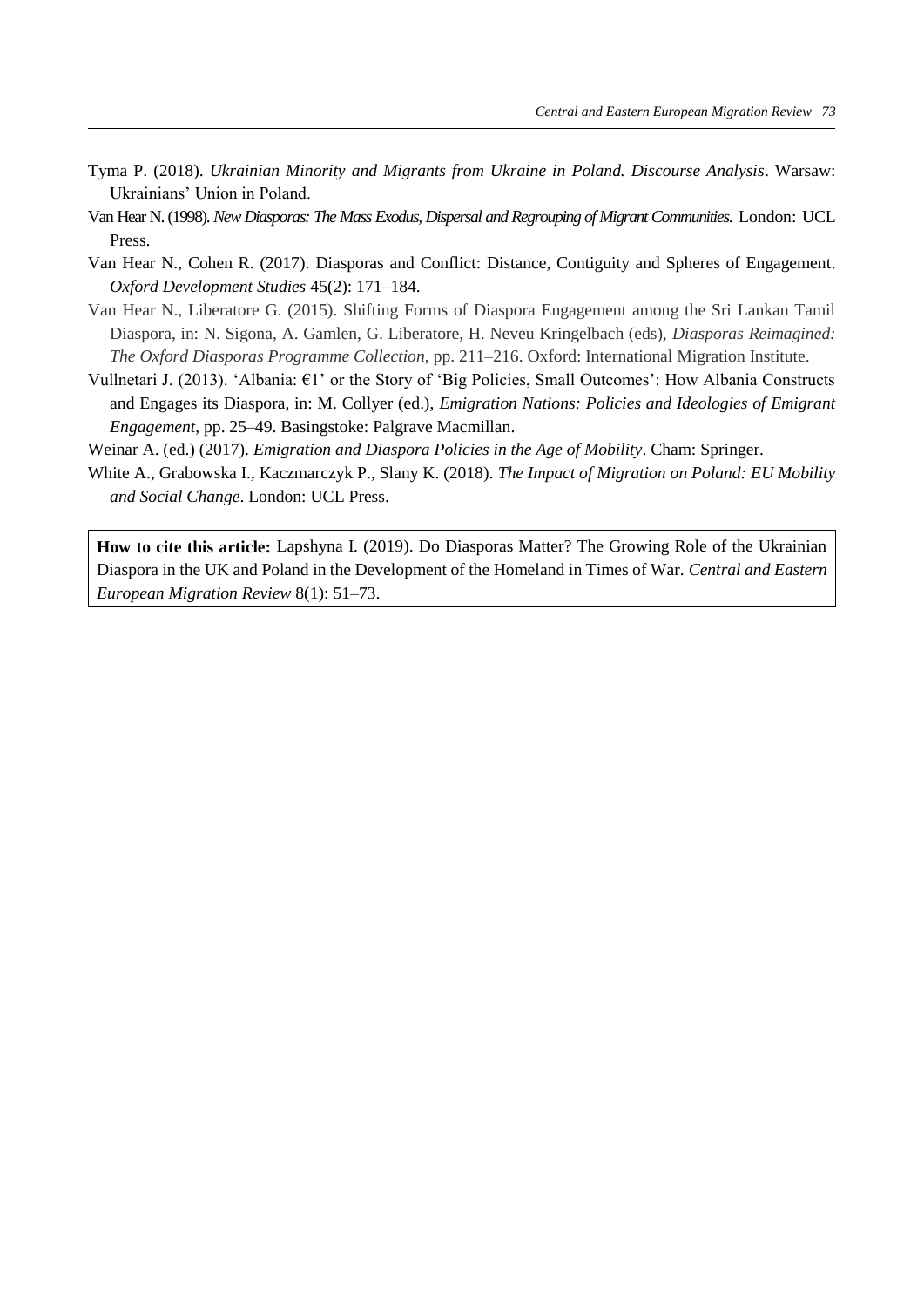Tyma P. (2018). *Ukrainian Minority and Migrants from Ukraine in Poland. Discourse Analysis*. Warsaw: Ukrainians' Union in Poland.

Van Hear N. (1998). *New Diasporas: The Mass Exodus, Dispersal and Regrouping of Migrant Communities.* London: UCL Press.

Van Hear N., Cohen R. (2017). Diasporas and Conflict: Distance, Contiguity and Spheres of Engagement. *Oxford Development Studies* 45(2): 171–184.

Van Hear N., Liberatore G. (2015). Shifting Forms of Diaspora Engagement among the Sri Lankan Tamil Diaspora, in: N. Sigona, A. Gamlen, G. Liberatore, H. Neveu Kringelbach (eds), *Diasporas Reimagined: The Oxford Diasporas Programme Collection*, pp. 211–216. Oxford: International Migration Institute.

Vullnetari J. (2013). 'Albania: €1' or the Story of 'Big Policies, Small Outcomes': How Albania Constructs and Engages its Diaspora, in: M. Collyer (ed.), *Emigration Nations: Policies and Ideologies of Emigrant Engagement*, pp. 25–49. Basingstoke: Palgrave Macmillan.

Weinar A. (ed.) (2017). *Emigration and Diaspora Policies in the Age of Mobility*. Cham: Springer.

White A., Grabowska I., Kaczmarczyk P., Slany K. (2018). *The Impact of Migration on Poland: EU Mobility and Social Change*. London: UCL Press.

**How to cite this article:** Lapshyna I. (2019). Do Diasporas Matter? The Growing Role of the Ukrainian Diaspora in the UK and Poland in the Development of the Homeland in Times of War. *Central and Eastern European Migration Review* 8(1): 51–73.